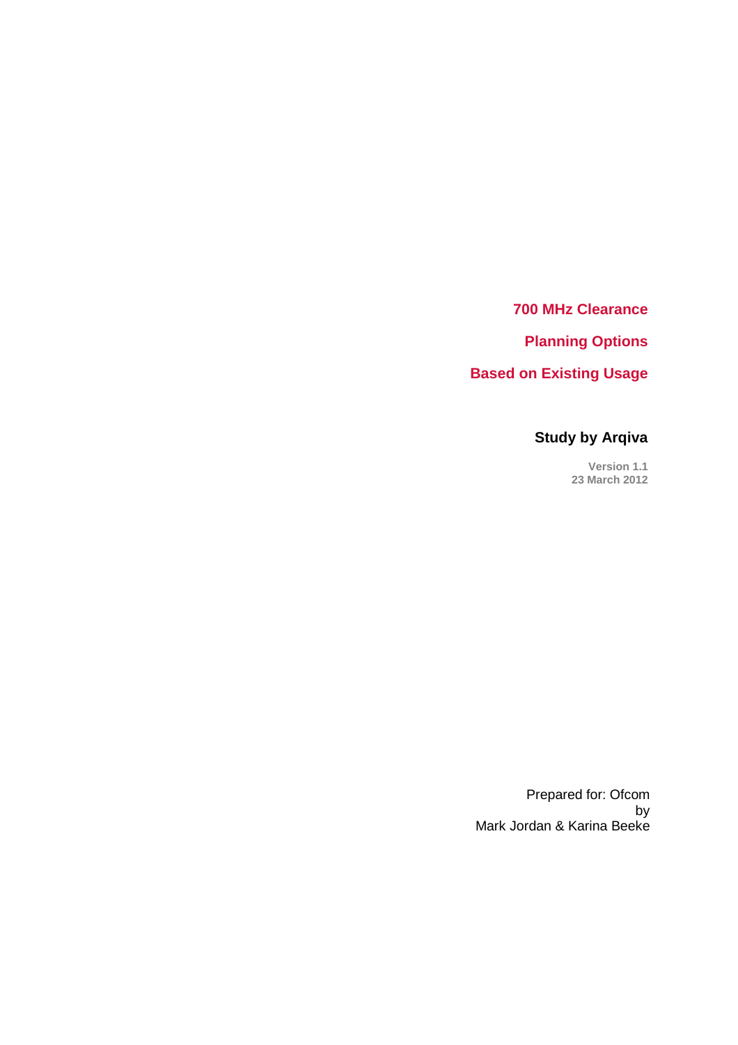# 700 MHz Clearance

# Planning Options

# Based on Existing Usage

## Study by Arqiva

**Version 1.1**
**23 March 2012**

Prepared for: Ofcom
by
Mark Jordan & Karina Beeke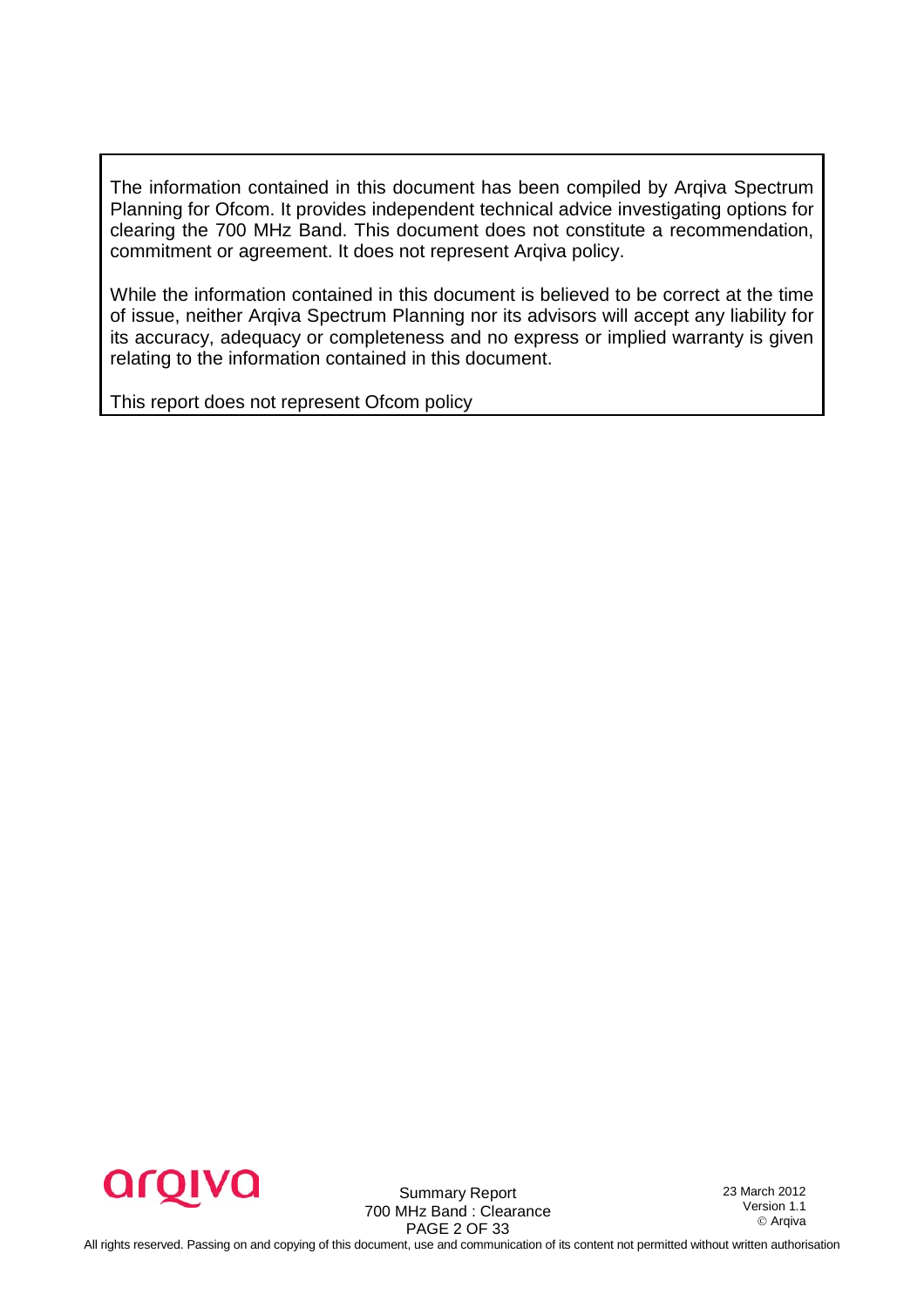The information contained in this document has been compiled by Arqiva Spectrum Planning for Ofcom. It provides independent technical advice investigating options for clearing the 700 MHz Band. This document does not constitute a recommendation, commitment or agreement. It does not represent Arqiva policy.

While the information contained in this document is believed to be correct at the time of issue, neither Arqiva Spectrum Planning nor its advisors will accept any liability for its accuracy, adequacy or completeness and no express or implied warranty is given relating to the information contained in this document.

This report does not represent Ofcom policy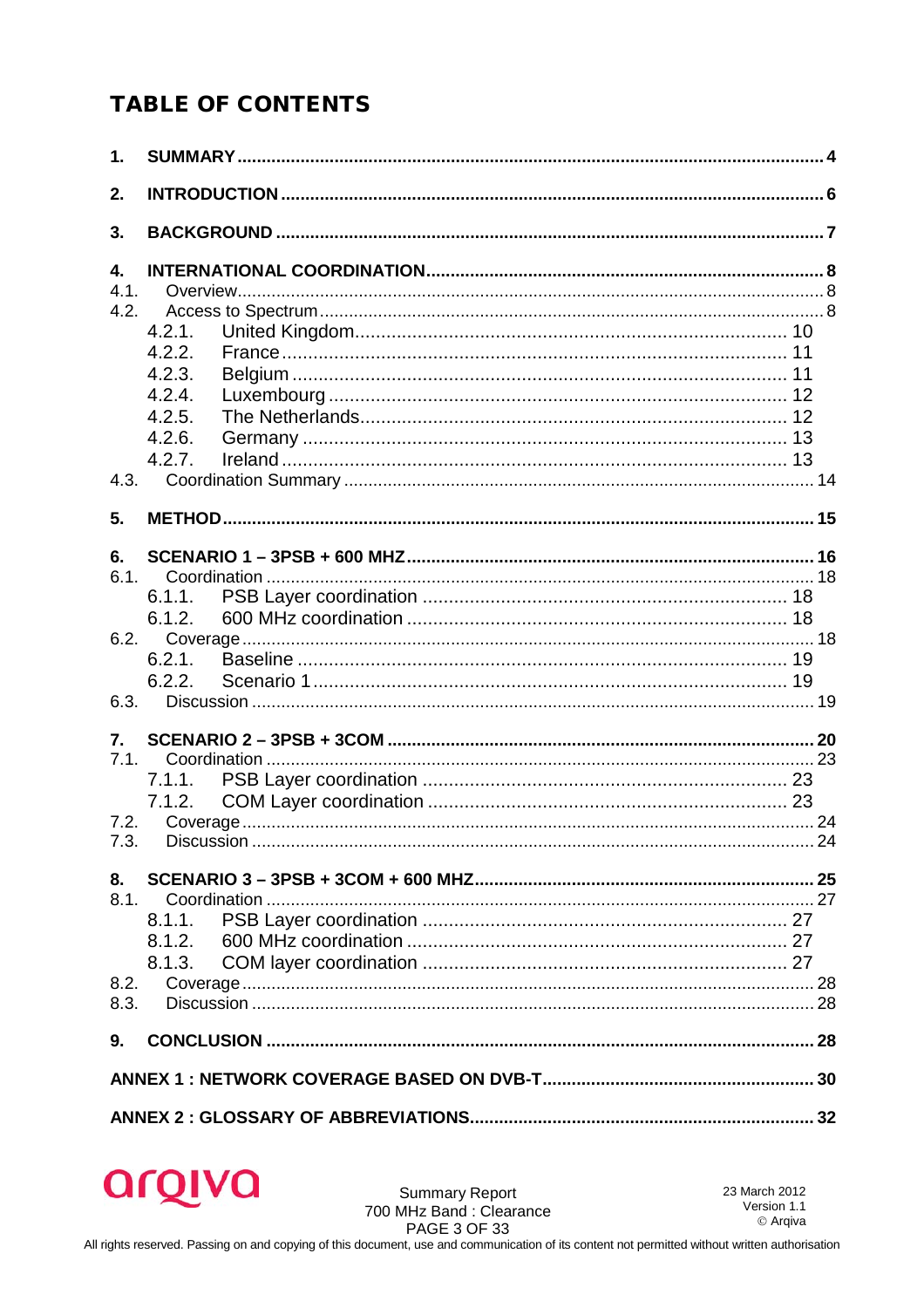# TABLE OF CONTENTS

1. **SUMMARY** ..... 4
2. **INTRODUCTION** ..... 6
3. **BACKGROUND** ..... 7
4. **INTERNATIONAL COORDINATION** ..... 8
   - 4.1. Overview ..... 8
   - 4.2. Access to Spectrum ..... 8
     - 4.2.1. United Kingdom ..... 10
     - 4.2.2. France ..... 11
     - 4.2.3. Belgium ..... 11
     - 4.2.4. Luxembourg ..... 12
     - 4.2.5. The Netherlands ..... 12
     - 4.2.6. Germany ..... 13
     - 4.2.7. Ireland ..... 13
   - 4.3. Coordination Summary ..... 14
5. **METHOD** ..... 15
6. **SCENARIO 1 – 3PSB + 600 MHZ** ..... 16
   - 6.1. Coordination ..... 18
     - 6.1.1. PSB Layer coordination ..... 18
     - 6.1.2. 600 MHz coordination ..... 18
   - 6.2. Coverage ..... 18
     - 6.2.1. Baseline ..... 19
     - 6.2.2. Scenario 1 ..... 19
   - 6.3. Discussion ..... 19
7. **SCENARIO 2 – 3PSB + 3COM** ..... 20
   - 7.1. Coordination ..... 23
     - 7.1.1. PSB Layer coordination ..... 23
     - 7.1.2. COM Layer coordination ..... 23
   - 7.2. Coverage ..... 24
   - 7.3. Discussion ..... 24
8. **SCENARIO 3 – 3PSB + 3COM + 600 MHZ** ..... 25
   - 8.1. Coordination ..... 27
     - 8.1.1. PSB Layer coordination ..... 27
     - 8.1.2. 600 MHz coordination ..... 27
     - 8.1.3. COM layer coordination ..... 27
   - 8.2. Coverage ..... 28
   - 8.3. Discussion ..... 28
9. **CONCLUSION** ..... 28

**ANNEX 1 : NETWORK COVERAGE BASED ON DVB-T** ..... 30

**ANNEX 2 : GLOSSARY OF ABBREVIATIONS** ..... 32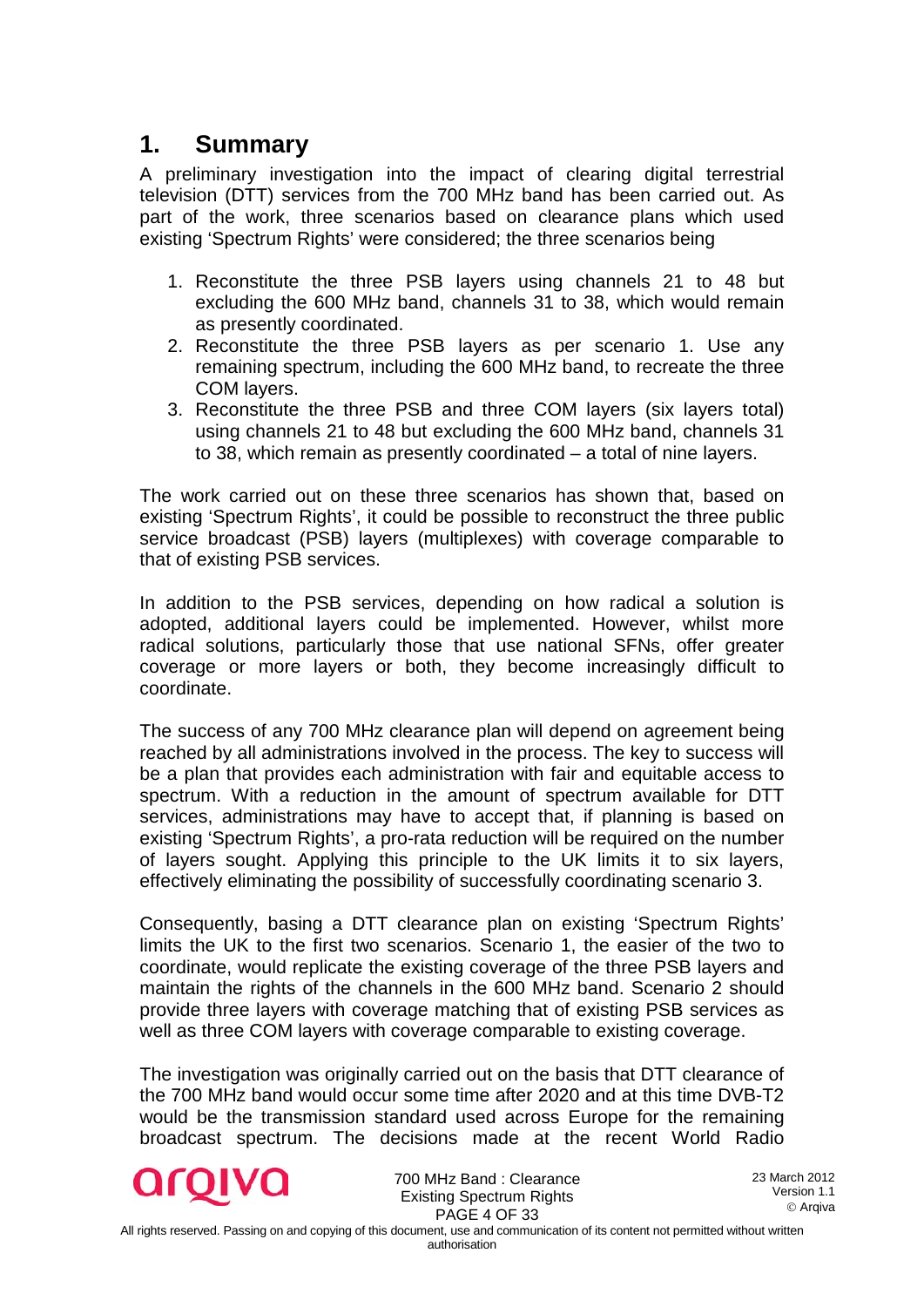# 1. Summary

A preliminary investigation into the impact of clearing digital terrestrial television (DTT) services from the 700 MHz band has been carried out. As part of the work, three scenarios based on clearance plans which used existing 'Spectrum Rights' were considered; the three scenarios being

1. Reconstitute the three PSB layers using channels 21 to 48 but excluding the 600 MHz band, channels 31 to 38, which would remain as presently coordinated.
2. Reconstitute the three PSB layers as per scenario 1. Use any remaining spectrum, including the 600 MHz band, to recreate the three COM layers.
3. Reconstitute the three PSB and three COM layers (six layers total) using channels 21 to 48 but excluding the 600 MHz band, channels 31 to 38, which remain as presently coordinated – a total of nine layers.

The work carried out on these three scenarios has shown that, based on existing 'Spectrum Rights', it could be possible to reconstruct the three public service broadcast (PSB) layers (multiplexes) with coverage comparable to that of existing PSB services.

In addition to the PSB services, depending on how radical a solution is adopted, additional layers could be implemented. However, whilst more radical solutions, particularly those that use national SFNs, offer greater coverage or more layers or both, they become increasingly difficult to coordinate.

The success of any 700 MHz clearance plan will depend on agreement being reached by all administrations involved in the process. The key to success will be a plan that provides each administration with fair and equitable access to spectrum. With a reduction in the amount of spectrum available for DTT services, administrations may have to accept that, if planning is based on existing 'Spectrum Rights', a pro-rata reduction will be required on the number of layers sought. Applying this principle to the UK limits it to six layers, effectively eliminating the possibility of successfully coordinating scenario 3.

Consequently, basing a DTT clearance plan on existing 'Spectrum Rights' limits the UK to the first two scenarios. Scenario 1, the easier of the two to coordinate, would replicate the existing coverage of the three PSB layers and maintain the rights of the channels in the 600 MHz band. Scenario 2 should provide three layers with coverage matching that of existing PSB services as well as three COM layers with coverage comparable to existing coverage.

The investigation was originally carried out on the basis that DTT clearance of the 700 MHz band would occur some time after 2020 and at this time DVB-T2 would be the transmission standard used across Europe for the remaining broadcast spectrum. The decisions made at the recent World Radio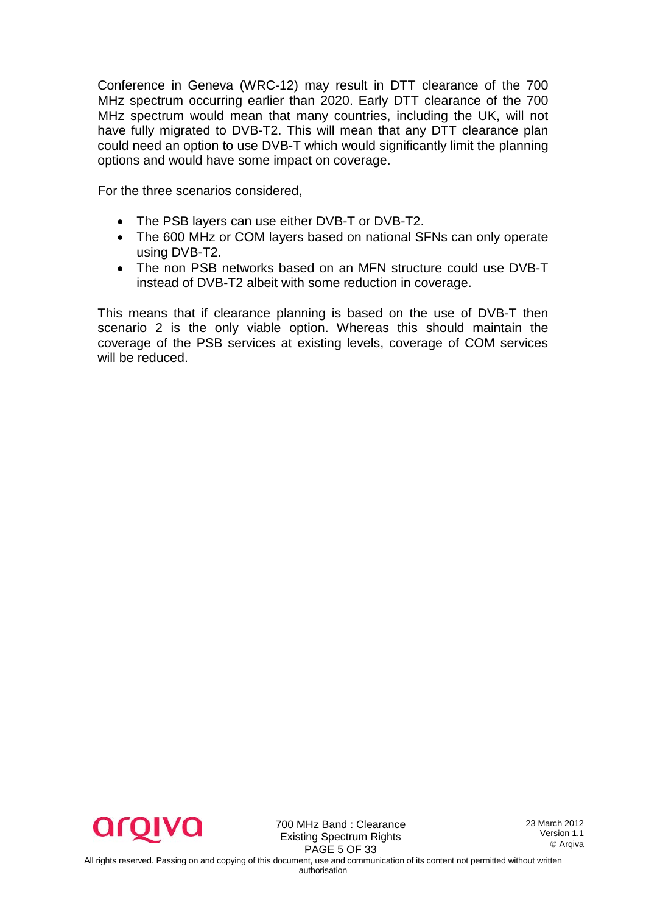Conference in Geneva (WRC-12) may result in DTT clearance of the 700 MHz spectrum occurring earlier than 2020. Early DTT clearance of the 700 MHz spectrum would mean that many countries, including the UK, will not have fully migrated to DVB-T2. This will mean that any DTT clearance plan could need an option to use DVB-T which would significantly limit the planning options and would have some impact on coverage.

For the three scenarios considered,

- The PSB layers can use either DVB-T or DVB-T2.
- The 600 MHz or COM layers based on national SFNs can only operate using DVB-T2.
- The non PSB networks based on an MFN structure could use DVB-T instead of DVB-T2 albeit with some reduction in coverage.

This means that if clearance planning is based on the use of DVB-T then scenario 2 is the only viable option. Whereas this should maintain the coverage of the PSB services at existing levels, coverage of COM services will be reduced.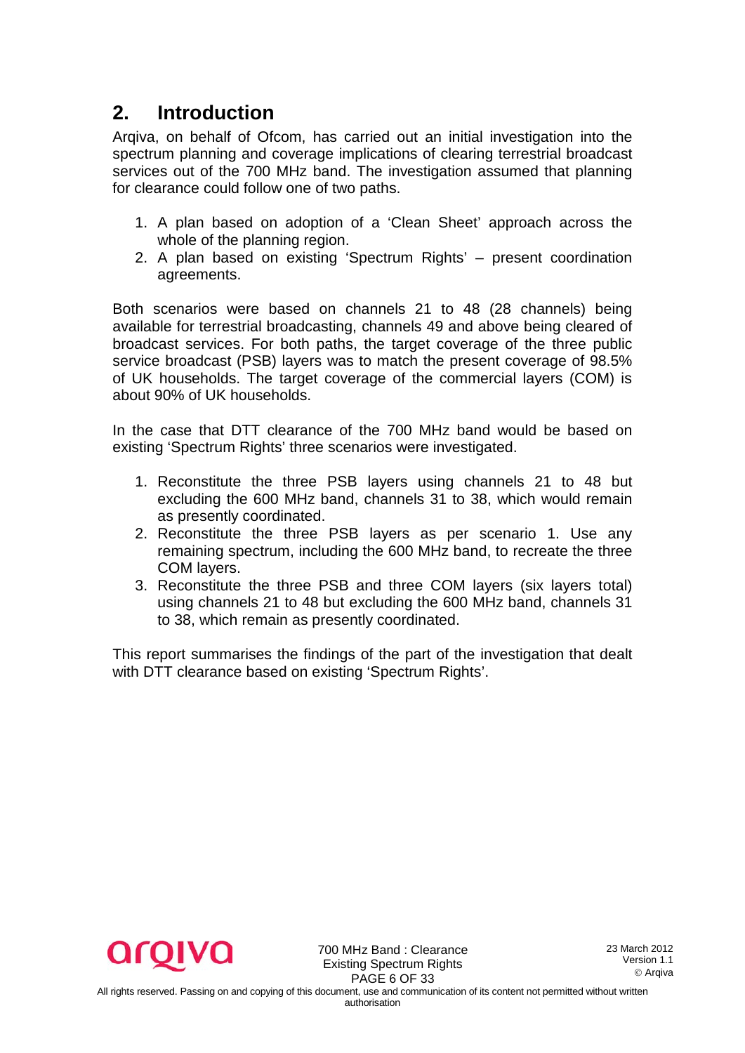## 2. Introduction

Arqiva, on behalf of Ofcom, has carried out an initial investigation into the spectrum planning and coverage implications of clearing terrestrial broadcast services out of the 700 MHz band. The investigation assumed that planning for clearance could follow one of two paths.

1. A plan based on adoption of a 'Clean Sheet' approach across the whole of the planning region.
2. A plan based on existing 'Spectrum Rights' – present coordination agreements.

Both scenarios were based on channels 21 to 48 (28 channels) being available for terrestrial broadcasting, channels 49 and above being cleared of broadcast services. For both paths, the target coverage of the three public service broadcast (PSB) layers was to match the present coverage of 98.5% of UK households. The target coverage of the commercial layers (COM) is about 90% of UK households.

In the case that DTT clearance of the 700 MHz band would be based on existing 'Spectrum Rights' three scenarios were investigated.

1. Reconstitute the three PSB layers using channels 21 to 48 but excluding the 600 MHz band, channels 31 to 38, which would remain as presently coordinated.
2. Reconstitute the three PSB layers as per scenario 1. Use any remaining spectrum, including the 600 MHz band, to recreate the three COM layers.
3. Reconstitute the three PSB and three COM layers (six layers total) using channels 21 to 48 but excluding the 600 MHz band, channels 31 to 38, which remain as presently coordinated.

This report summarises the findings of the part of the investigation that dealt with DTT clearance based on existing 'Spectrum Rights'.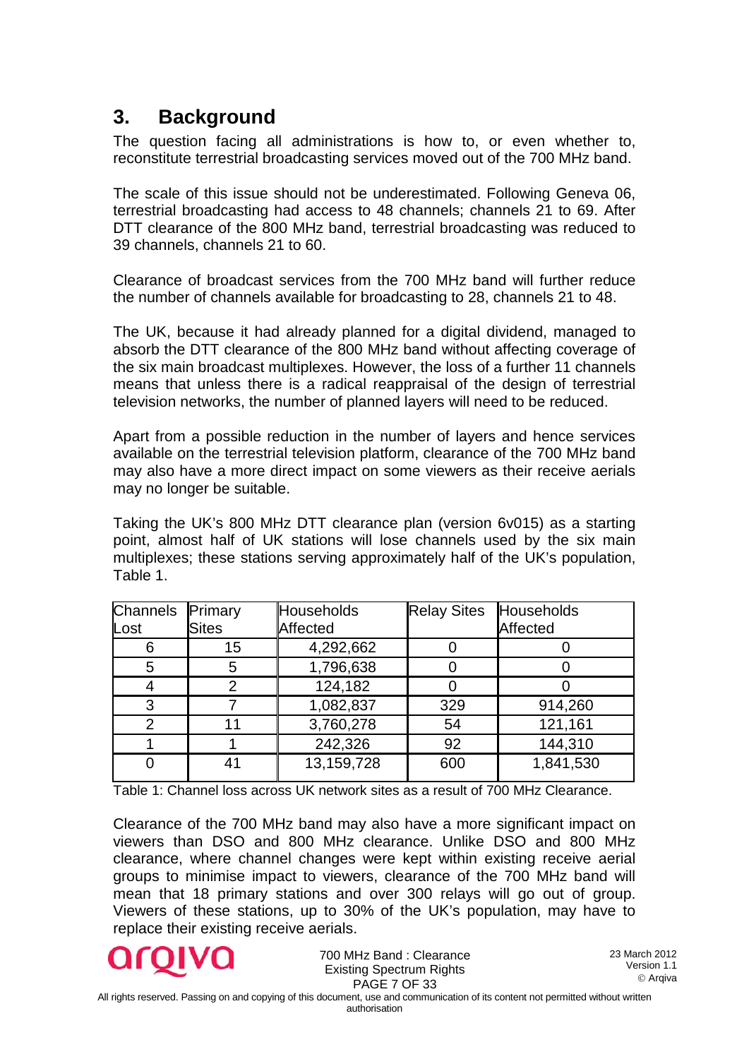## 3. Background

The question facing all administrations is how to, or even whether to, reconstitute terrestrial broadcasting services moved out of the 700 MHz band.

The scale of this issue should not be underestimated. Following Geneva 06, terrestrial broadcasting had access to 48 channels; channels 21 to 69. After DTT clearance of the 800 MHz band, terrestrial broadcasting was reduced to 39 channels, channels 21 to 60.

Clearance of broadcast services from the 700 MHz band will further reduce the number of channels available for broadcasting to 28, channels 21 to 48.

The UK, because it had already planned for a digital dividend, managed to absorb the DTT clearance of the 800 MHz band without affecting coverage of the six main broadcast multiplexes. However, the loss of a further 11 channels means that unless there is a radical reappraisal of the design of terrestrial television networks, the number of planned layers will need to be reduced.

Apart from a possible reduction in the number of layers and hence services available on the terrestrial television platform, clearance of the 700 MHz band may also have a more direct impact on some viewers as their receive aerials may no longer be suitable.

Taking the UK's 800 MHz DTT clearance plan (version 6v015) as a starting point, almost half of UK stations will lose channels used by the six main multiplexes; these stations serving approximately half of the UK's population, Table 1.

| Channels Lost | Primary Sites | Households Affected | Relay Sites | Households Affected |
|---|---|---|---|---|
| 6 | 15 | 4,292,662 | 0 | 0 |
| 5 | 5 | 1,796,638 | 0 | 0 |
| 4 | 2 | 124,182 | 0 | 0 |
| 3 | 7 | 1,082,837 | 329 | 914,260 |
| 2 | 11 | 3,760,278 | 54 | 121,161 |
| 1 | 1 | 242,326 | 92 | 144,310 |
| 0 | 41 | 13,159,728 | 600 | 1,841,530 |

Table 1: Channel loss across UK network sites as a result of 700 MHz Clearance.

Clearance of the 700 MHz band may also have a more significant impact on viewers than DSO and 800 MHz clearance. Unlike DSO and 800 MHz clearance, where channel changes were kept within existing receive aerial groups to minimise impact to viewers, clearance of the 700 MHz band will mean that 18 primary stations and over 300 relays will go out of group. Viewers of these stations, up to 30% of the UK's population, may have to replace their existing receive aerials.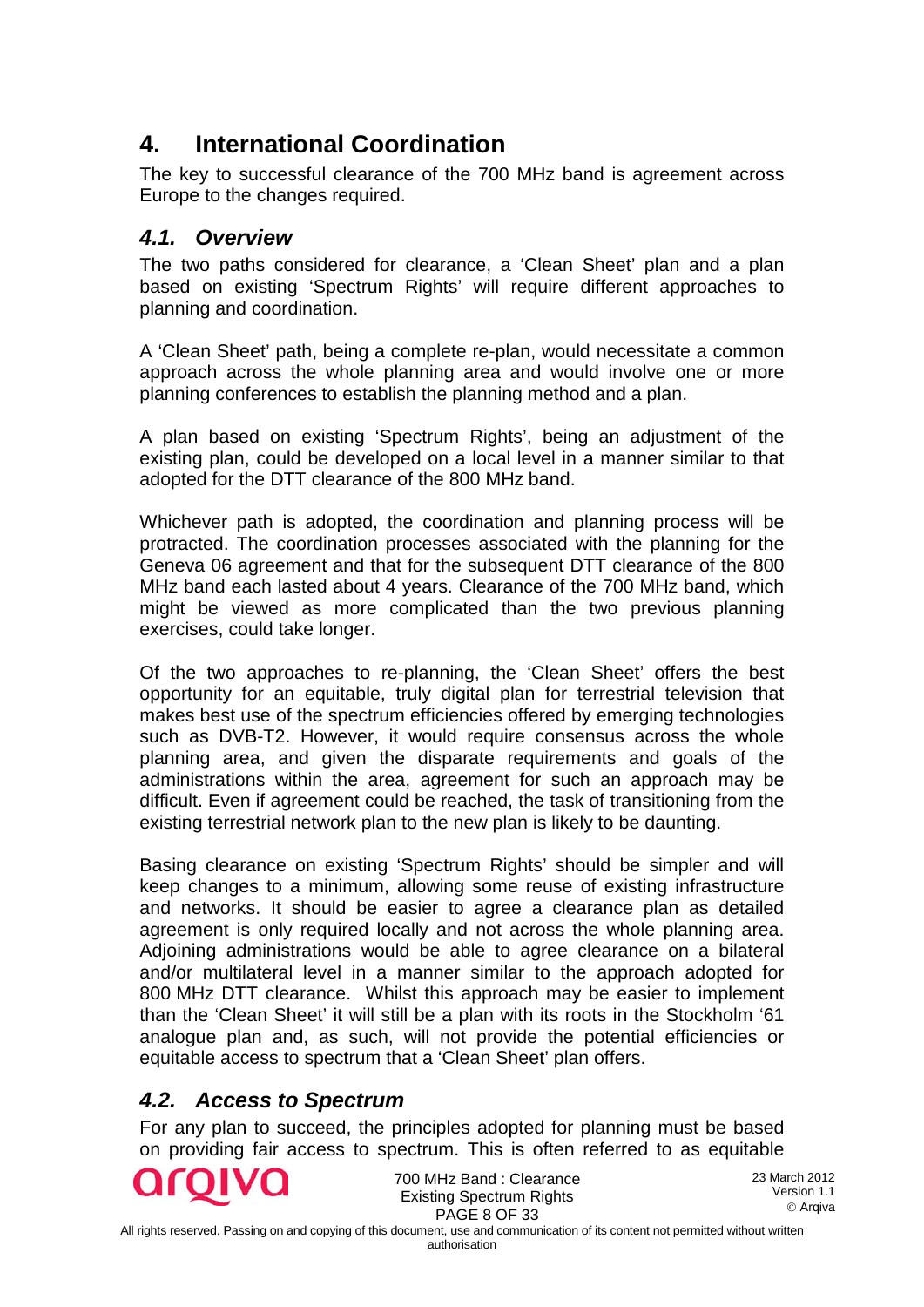# 4. International Coordination

The key to successful clearance of the 700 MHz band is agreement across Europe to the changes required.

## *4.1. Overview*

The two paths considered for clearance, a 'Clean Sheet' plan and a plan based on existing 'Spectrum Rights' will require different approaches to planning and coordination.

A 'Clean Sheet' path, being a complete re-plan, would necessitate a common approach across the whole planning area and would involve one or more planning conferences to establish the planning method and a plan.

A plan based on existing 'Spectrum Rights', being an adjustment of the existing plan, could be developed on a local level in a manner similar to that adopted for the DTT clearance of the 800 MHz band.

Whichever path is adopted, the coordination and planning process will be protracted. The coordination processes associated with the planning for the Geneva 06 agreement and that for the subsequent DTT clearance of the 800 MHz band each lasted about 4 years. Clearance of the 700 MHz band, which might be viewed as more complicated than the two previous planning exercises, could take longer.

Of the two approaches to re-planning, the 'Clean Sheet' offers the best opportunity for an equitable, truly digital plan for terrestrial television that makes best use of the spectrum efficiencies offered by emerging technologies such as DVB-T2. However, it would require consensus across the whole planning area, and given the disparate requirements and goals of the administrations within the area, agreement for such an approach may be difficult. Even if agreement could be reached, the task of transitioning from the existing terrestrial network plan to the new plan is likely to be daunting.

Basing clearance on existing 'Spectrum Rights' should be simpler and will keep changes to a minimum, allowing some reuse of existing infrastructure and networks. It should be easier to agree a clearance plan as detailed agreement is only required locally and not across the whole planning area. Adjoining administrations would be able to agree clearance on a bilateral and/or multilateral level in a manner similar to the approach adopted for 800 MHz DTT clearance. Whilst this approach may be easier to implement than the 'Clean Sheet' it will still be a plan with its roots in the Stockholm '61 analogue plan and, as such, will not provide the potential efficiencies or equitable access to spectrum that a 'Clean Sheet' plan offers.

## *4.2. Access to Spectrum*

For any plan to succeed, the principles adopted for planning must be based on providing fair access to spectrum. This is often referred to as equitable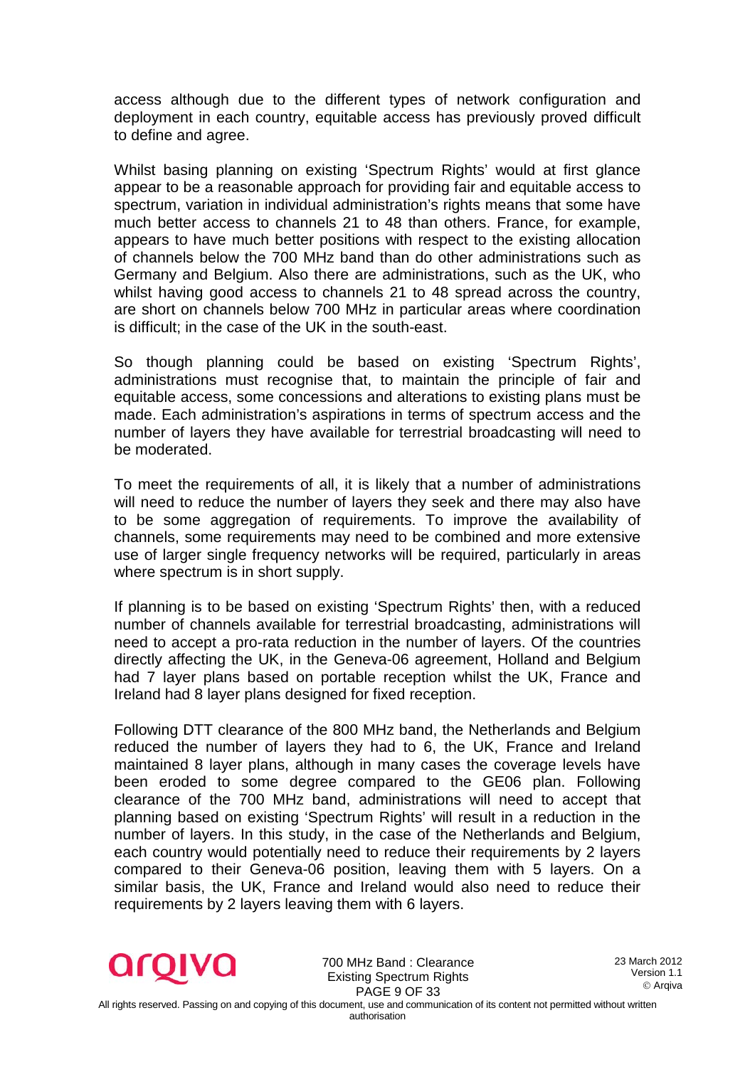access although due to the different types of network configuration and deployment in each country, equitable access has previously proved difficult to define and agree.

Whilst basing planning on existing 'Spectrum Rights' would at first glance appear to be a reasonable approach for providing fair and equitable access to spectrum, variation in individual administration's rights means that some have much better access to channels 21 to 48 than others. France, for example, appears to have much better positions with respect to the existing allocation of channels below the 700 MHz band than do other administrations such as Germany and Belgium. Also there are administrations, such as the UK, who whilst having good access to channels 21 to 48 spread across the country, are short on channels below 700 MHz in particular areas where coordination is difficult; in the case of the UK in the south-east.

So though planning could be based on existing 'Spectrum Rights', administrations must recognise that, to maintain the principle of fair and equitable access, some concessions and alterations to existing plans must be made. Each administration's aspirations in terms of spectrum access and the number of layers they have available for terrestrial broadcasting will need to be moderated.

To meet the requirements of all, it is likely that a number of administrations will need to reduce the number of layers they seek and there may also have to be some aggregation of requirements. To improve the availability of channels, some requirements may need to be combined and more extensive use of larger single frequency networks will be required, particularly in areas where spectrum is in short supply.

If planning is to be based on existing 'Spectrum Rights' then, with a reduced number of channels available for terrestrial broadcasting, administrations will need to accept a pro-rata reduction in the number of layers. Of the countries directly affecting the UK, in the Geneva-06 agreement, Holland and Belgium had 7 layer plans based on portable reception whilst the UK, France and Ireland had 8 layer plans designed for fixed reception.

Following DTT clearance of the 800 MHz band, the Netherlands and Belgium reduced the number of layers they had to 6, the UK, France and Ireland maintained 8 layer plans, although in many cases the coverage levels have been eroded to some degree compared to the GE06 plan. Following clearance of the 700 MHz band, administrations will need to accept that planning based on existing 'Spectrum Rights' will result in a reduction in the number of layers. In this study, in the case of the Netherlands and Belgium, each country would potentially need to reduce their requirements by 2 layers compared to their Geneva-06 position, leaving them with 5 layers. On a similar basis, the UK, France and Ireland would also need to reduce their requirements by 2 layers leaving them with 6 layers.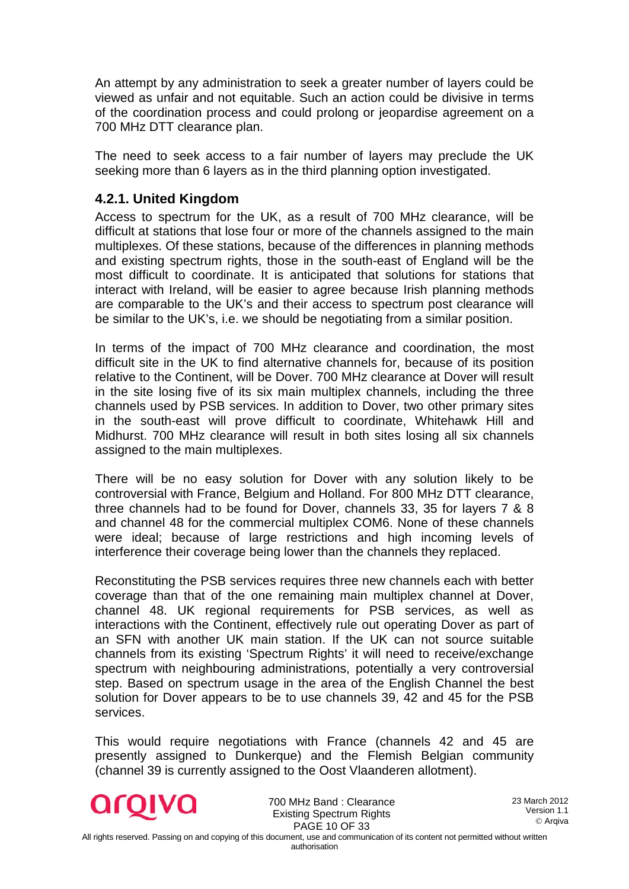An attempt by any administration to seek a greater number of layers could be viewed as unfair and not equitable. Such an action could be divisive in terms of the coordination process and could prolong or jeopardise agreement on a 700 MHz DTT clearance plan.

The need to seek access to a fair number of layers may preclude the UK seeking more than 6 layers as in the third planning option investigated.

### 4.2.1. United Kingdom

Access to spectrum for the UK, as a result of 700 MHz clearance, will be difficult at stations that lose four or more of the channels assigned to the main multiplexes. Of these stations, because of the differences in planning methods and existing spectrum rights, those in the south-east of England will be the most difficult to coordinate. It is anticipated that solutions for stations that interact with Ireland, will be easier to agree because Irish planning methods are comparable to the UK's and their access to spectrum post clearance will be similar to the UK's, i.e. we should be negotiating from a similar position.

In terms of the impact of 700 MHz clearance and coordination, the most difficult site in the UK to find alternative channels for, because of its position relative to the Continent, will be Dover. 700 MHz clearance at Dover will result in the site losing five of its six main multiplex channels, including the three channels used by PSB services. In addition to Dover, two other primary sites in the south-east will prove difficult to coordinate, Whitehawk Hill and Midhurst. 700 MHz clearance will result in both sites losing all six channels assigned to the main multiplexes.

There will be no easy solution for Dover with any solution likely to be controversial with France, Belgium and Holland. For 800 MHz DTT clearance, three channels had to be found for Dover, channels 33, 35 for layers 7 & 8 and channel 48 for the commercial multiplex COM6. None of these channels were ideal; because of large restrictions and high incoming levels of interference their coverage being lower than the channels they replaced.

Reconstituting the PSB services requires three new channels each with better coverage than that of the one remaining main multiplex channel at Dover, channel 48. UK regional requirements for PSB services, as well as interactions with the Continent, effectively rule out operating Dover as part of an SFN with another UK main station. If the UK can not source suitable channels from its existing 'Spectrum Rights' it will need to receive/exchange spectrum with neighbouring administrations, potentially a very controversial step. Based on spectrum usage in the area of the English Channel the best solution for Dover appears to be to use channels 39, 42 and 45 for the PSB services.

This would require negotiations with France (channels 42 and 45 are presently assigned to Dunkerque) and the Flemish Belgian community (channel 39 is currently assigned to the Oost Vlaanderen allotment).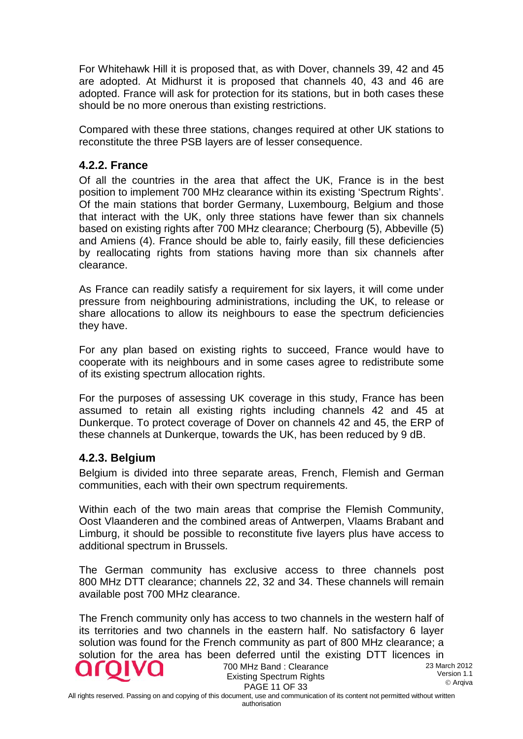For Whitehawk Hill it is proposed that, as with Dover, channels 39, 42 and 45 are adopted. At Midhurst it is proposed that channels 40, 43 and 46 are adopted. France will ask for protection for its stations, but in both cases these should be no more onerous than existing restrictions.

Compared with these three stations, changes required at other UK stations to reconstitute the three PSB layers are of lesser consequence.

### 4.2.2. France

Of all the countries in the area that affect the UK, France is in the best position to implement 700 MHz clearance within its existing 'Spectrum Rights'. Of the main stations that border Germany, Luxembourg, Belgium and those that interact with the UK, only three stations have fewer than six channels based on existing rights after 700 MHz clearance; Cherbourg (5), Abbeville (5) and Amiens (4). France should be able to, fairly easily, fill these deficiencies by reallocating rights from stations having more than six channels after clearance.

As France can readily satisfy a requirement for six layers, it will come under pressure from neighbouring administrations, including the UK, to release or share allocations to allow its neighbours to ease the spectrum deficiencies they have.

For any plan based on existing rights to succeed, France would have to cooperate with its neighbours and in some cases agree to redistribute some of its existing spectrum allocation rights.

For the purposes of assessing UK coverage in this study, France has been assumed to retain all existing rights including channels 42 and 45 at Dunkerque. To protect coverage of Dover on channels 42 and 45, the ERP of these channels at Dunkerque, towards the UK, has been reduced by 9 dB.

### 4.2.3. Belgium

Belgium is divided into three separate areas, French, Flemish and German communities, each with their own spectrum requirements.

Within each of the two main areas that comprise the Flemish Community, Oost Vlaanderen and the combined areas of Antwerpen, Vlaams Brabant and Limburg, it should be possible to reconstitute five layers plus have access to additional spectrum in Brussels.

The German community has exclusive access to three channels post 800 MHz DTT clearance; channels 22, 32 and 34. These channels will remain available post 700 MHz clearance.

The French community only has access to two channels in the western half of its territories and two channels in the eastern half. No satisfactory 6 layer solution was found for the French community as part of 800 MHz clearance; a solution for the area has been deferred until the existing DTT licences in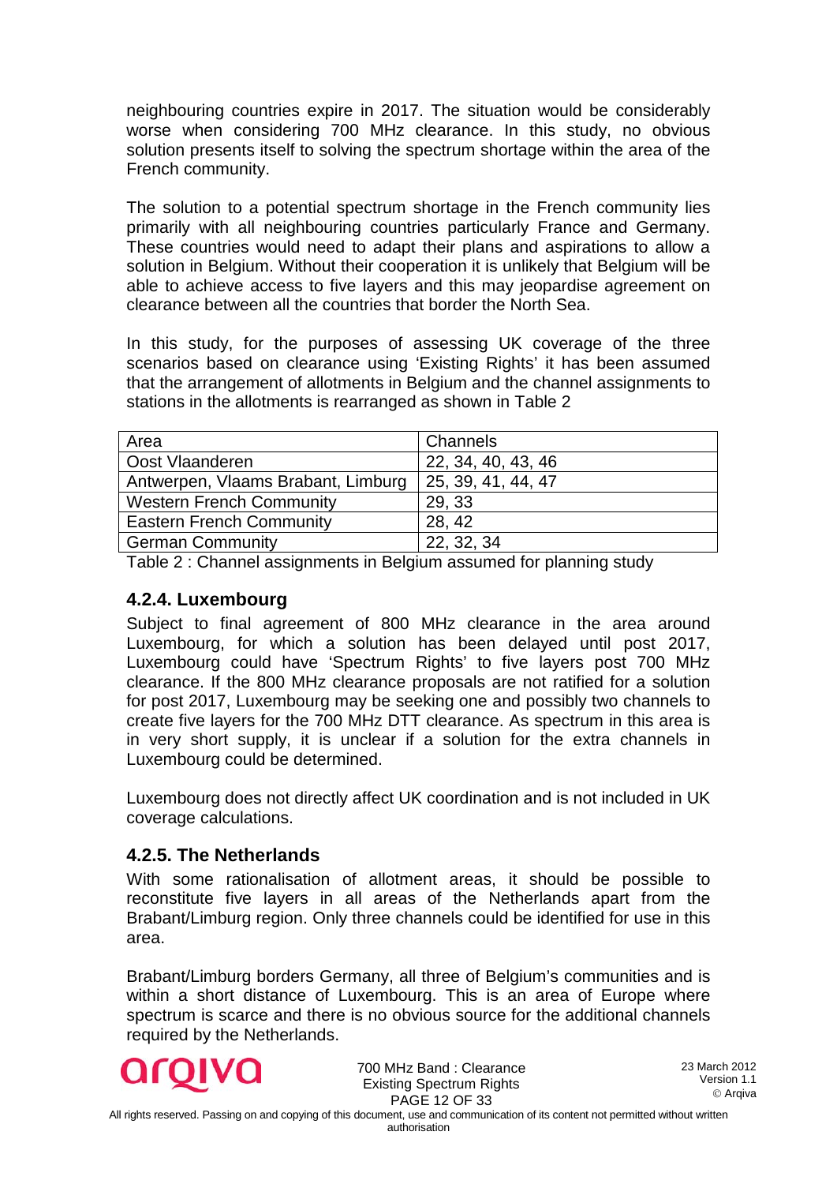neighbouring countries expire in 2017. The situation would be considerably worse when considering 700 MHz clearance. In this study, no obvious solution presents itself to solving the spectrum shortage within the area of the French community.

The solution to a potential spectrum shortage in the French community lies primarily with all neighbouring countries particularly France and Germany. These countries would need to adapt their plans and aspirations to allow a solution in Belgium. Without their cooperation it is unlikely that Belgium will be able to achieve access to five layers and this may jeopardise agreement on clearance between all the countries that border the North Sea.

In this study, for the purposes of assessing UK coverage of the three scenarios based on clearance using 'Existing Rights' it has been assumed that the arrangement of allotments in Belgium and the channel assignments to stations in the allotments is rearranged as shown in Table 2

| Area | Channels |
|---|---|
| Oost Vlaanderen | 22, 34, 40, 43, 46 |
| Antwerpen, Vlaams Brabant, Limburg | 25, 39, 41, 44, 47 |
| Western French Community | 29, 33 |
| Eastern French Community | 28, 42 |
| German Community | 22, 32, 34 |

Table 2 : Channel assignments in Belgium assumed for planning study

### 4.2.4. Luxembourg

Subject to final agreement of 800 MHz clearance in the area around Luxembourg, for which a solution has been delayed until post 2017, Luxembourg could have 'Spectrum Rights' to five layers post 700 MHz clearance. If the 800 MHz clearance proposals are not ratified for a solution for post 2017, Luxembourg may be seeking one and possibly two channels to create five layers for the 700 MHz DTT clearance. As spectrum in this area is in very short supply, it is unclear if a solution for the extra channels in Luxembourg could be determined.

Luxembourg does not directly affect UK coordination and is not included in UK coverage calculations.

### 4.2.5. The Netherlands

With some rationalisation of allotment areas, it should be possible to reconstitute five layers in all areas of the Netherlands apart from the Brabant/Limburg region. Only three channels could be identified for use in this area.

Brabant/Limburg borders Germany, all three of Belgium's communities and is within a short distance of Luxembourg. This is an area of Europe where spectrum is scarce and there is no obvious source for the additional channels required by the Netherlands.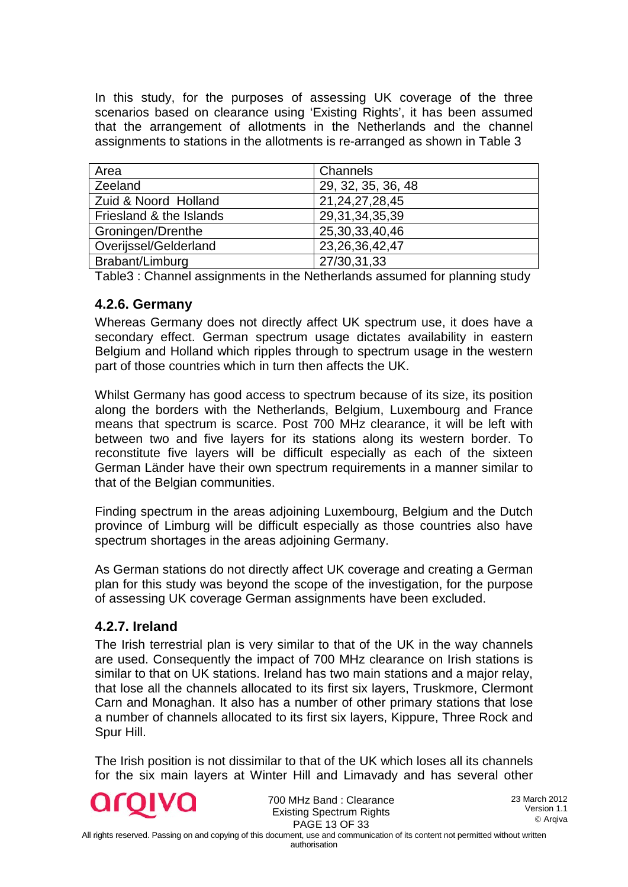In this study, for the purposes of assessing UK coverage of the three scenarios based on clearance using 'Existing Rights', it has been assumed that the arrangement of allotments in the Netherlands and the channel assignments to stations in the allotments is re-arranged as shown in Table 3

| Area | Channels |
|---|---|
| Zeeland | 29, 32, 35, 36, 48 |
| Zuid & Noord Holland | 21,24,27,28,45 |
| Friesland & the Islands | 29,31,34,35,39 |
| Groningen/Drenthe | 25,30,33,40,46 |
| Overijssel/Gelderland | 23,26,36,42,47 |
| Brabant/Limburg | 27/30,31,33 |

Table3 : Channel assignments in the Netherlands assumed for planning study

### 4.2.6. Germany

Whereas Germany does not directly affect UK spectrum use, it does have a secondary effect. German spectrum usage dictates availability in eastern Belgium and Holland which ripples through to spectrum usage in the western part of those countries which in turn then affects the UK.

Whilst Germany has good access to spectrum because of its size, its position along the borders with the Netherlands, Belgium, Luxembourg and France means that spectrum is scarce. Post 700 MHz clearance, it will be left with between two and five layers for its stations along its western border. To reconstitute five layers will be difficult especially as each of the sixteen German Länder have their own spectrum requirements in a manner similar to that of the Belgian communities.

Finding spectrum in the areas adjoining Luxembourg, Belgium and the Dutch province of Limburg will be difficult especially as those countries also have spectrum shortages in the areas adjoining Germany.

As German stations do not directly affect UK coverage and creating a German plan for this study was beyond the scope of the investigation, for the purpose of assessing UK coverage German assignments have been excluded.

### 4.2.7. Ireland

The Irish terrestrial plan is very similar to that of the UK in the way channels are used. Consequently the impact of 700 MHz clearance on Irish stations is similar to that on UK stations. Ireland has two main stations and a major relay, that lose all the channels allocated to its first six layers, Truskmore, Clermont Carn and Monaghan. It also has a number of other primary stations that lose a number of channels allocated to its first six layers, Kippure, Three Rock and Spur Hill.

The Irish position is not dissimilar to that of the UK which loses all its channels for the six main layers at Winter Hill and Limavady and has several other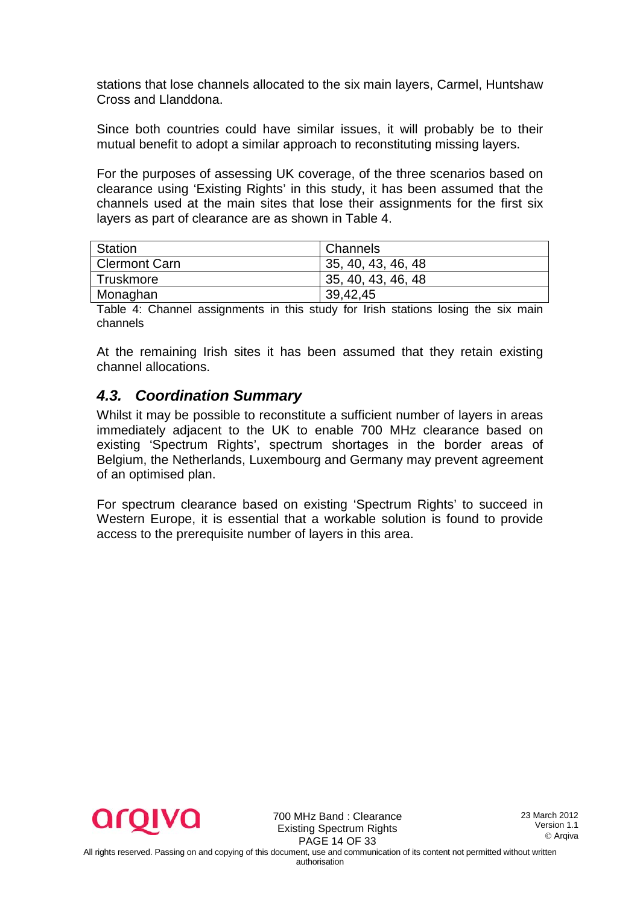stations that lose channels allocated to the six main layers, Carmel, Huntshaw Cross and Llanddona.

Since both countries could have similar issues, it will probably be to their mutual benefit to adopt a similar approach to reconstituting missing layers.

For the purposes of assessing UK coverage, of the three scenarios based on clearance using 'Existing Rights' in this study, it has been assumed that the channels used at the main sites that lose their assignments for the first six layers as part of clearance are as shown in Table 4.

| Station | Channels |
| --- | --- |
| Clermont Carn | 35, 40, 43, 46, 48 |
| Truskmore | 35, 40, 43, 46, 48 |
| Monaghan | 39,42,45 |

Table 4: Channel assignments in this study for Irish stations losing the six main channels

At the remaining Irish sites it has been assumed that they retain existing channel allocations.

## *4.3. Coordination Summary*

Whilst it may be possible to reconstitute a sufficient number of layers in areas immediately adjacent to the UK to enable 700 MHz clearance based on existing 'Spectrum Rights', spectrum shortages in the border areas of Belgium, the Netherlands, Luxembourg and Germany may prevent agreement of an optimised plan.

For spectrum clearance based on existing 'Spectrum Rights' to succeed in Western Europe, it is essential that a workable solution is found to provide access to the prerequisite number of layers in this area.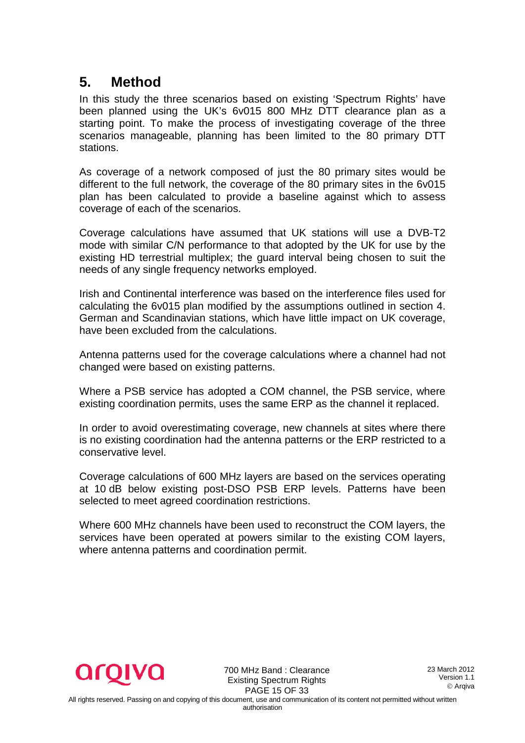## 5. Method

In this study the three scenarios based on existing 'Spectrum Rights' have been planned using the UK's 6v015 800 MHz DTT clearance plan as a starting point. To make the process of investigating coverage of the three scenarios manageable, planning has been limited to the 80 primary DTT stations.

As coverage of a network composed of just the 80 primary sites would be different to the full network, the coverage of the 80 primary sites in the 6v015 plan has been calculated to provide a baseline against which to assess coverage of each of the scenarios.

Coverage calculations have assumed that UK stations will use a DVB-T2 mode with similar C/N performance to that adopted by the UK for use by the existing HD terrestrial multiplex; the guard interval being chosen to suit the needs of any single frequency networks employed.

Irish and Continental interference was based on the interference files used for calculating the 6v015 plan modified by the assumptions outlined in section 4. German and Scandinavian stations, which have little impact on UK coverage, have been excluded from the calculations.

Antenna patterns used for the coverage calculations where a channel had not changed were based on existing patterns.

Where a PSB service has adopted a COM channel, the PSB service, where existing coordination permits, uses the same ERP as the channel it replaced.

In order to avoid overestimating coverage, new channels at sites where there is no existing coordination had the antenna patterns or the ERP restricted to a conservative level.

Coverage calculations of 600 MHz layers are based on the services operating at 10 dB below existing post-DSO PSB ERP levels. Patterns have been selected to meet agreed coordination restrictions.

Where 600 MHz channels have been used to reconstruct the COM layers, the services have been operated at powers similar to the existing COM layers, where antenna patterns and coordination permit.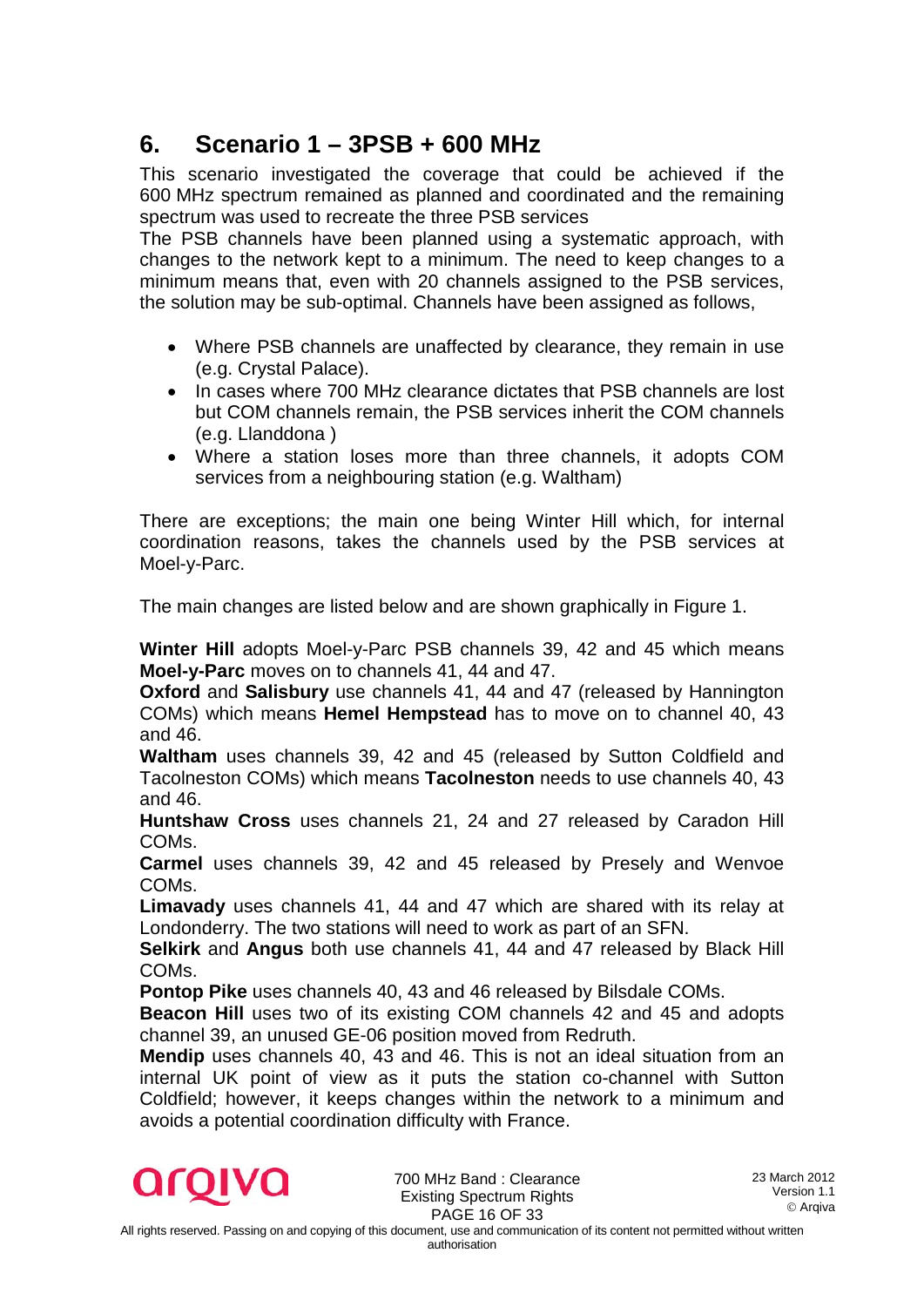# 6. Scenario 1 – 3PSB + 600 MHz

This scenario investigated the coverage that could be achieved if the 600 MHz spectrum remained as planned and coordinated and the remaining spectrum was used to recreate the three PSB services

The PSB channels have been planned using a systematic approach, with changes to the network kept to a minimum. The need to keep changes to a minimum means that, even with 20 channels assigned to the PSB services, the solution may be sub-optimal. Channels have been assigned as follows,

- Where PSB channels are unaffected by clearance, they remain in use (e.g. Crystal Palace).
- In cases where 700 MHz clearance dictates that PSB channels are lost but COM channels remain, the PSB services inherit the COM channels (e.g. Llanddona )
- Where a station loses more than three channels, it adopts COM services from a neighbouring station (e.g. Waltham)

There are exceptions; the main one being Winter Hill which, for internal coordination reasons, takes the channels used by the PSB services at Moel-y-Parc.

The main changes are listed below and are shown graphically in Figure 1.

**Winter Hill** adopts Moel-y-Parc PSB channels 39, 42 and 45 which means **Moel-y-Parc** moves on to channels 41, 44 and 47.

**Oxford** and **Salisbury** use channels 41, 44 and 47 (released by Hannington COMs) which means **Hemel Hempstead** has to move on to channel 40, 43 and 46.

**Waltham** uses channels 39, 42 and 45 (released by Sutton Coldfield and Tacolneston COMs) which means **Tacolneston** needs to use channels 40, 43 and 46.

**Huntshaw Cross** uses channels 21, 24 and 27 released by Caradon Hill COMs.

**Carmel** uses channels 39, 42 and 45 released by Presely and Wenvoe COMs.

**Limavady** uses channels 41, 44 and 47 which are shared with its relay at Londonderry. The two stations will need to work as part of an SFN.

**Selkirk** and **Angus** both use channels 41, 44 and 47 released by Black Hill COMs.

**Pontop Pike** uses channels 40, 43 and 46 released by Bilsdale COMs.

**Beacon Hill** uses two of its existing COM channels 42 and 45 and adopts channel 39, an unused GE-06 position moved from Redruth.

**Mendip** uses channels 40, 43 and 46. This is not an ideal situation from an internal UK point of view as it puts the station co-channel with Sutton Coldfield; however, it keeps changes within the network to a minimum and avoids a potential coordination difficulty with France.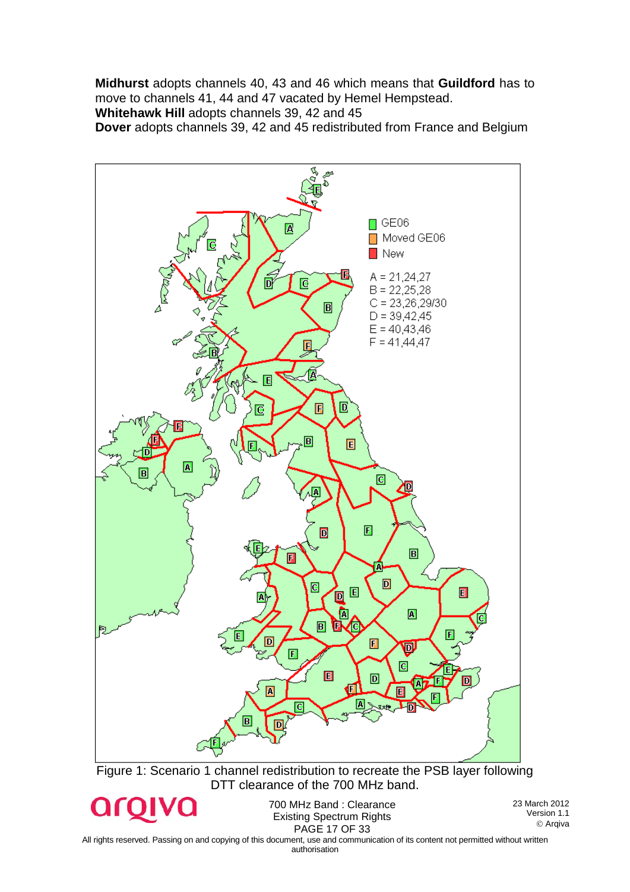**Midhurst** adopts channels 40, 43 and 46 which means that **Guildford** has to move to channels 41, 44 and 47 vacated by Hemel Hempstead.
**Whitehawk Hill** adopts channels 39, 42 and 45
**Dover** adopts channels 39, 42 and 45 redistributed from France and Belgium

Figure 1: Scenario 1 channel redistribution to recreate the PSB layer following DTT clearance of the 700 MHz band.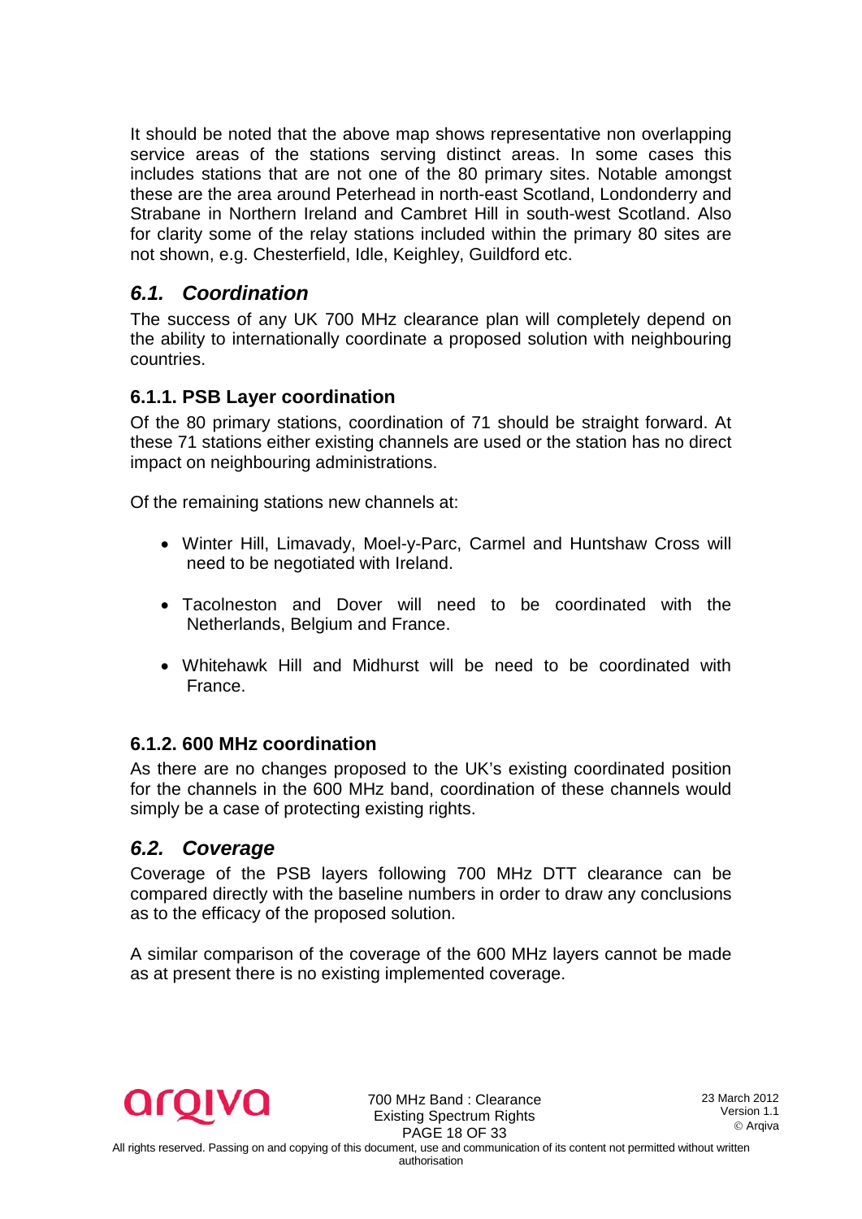It should be noted that the above map shows representative non overlapping service areas of the stations serving distinct areas. In some cases this includes stations that are not one of the 80 primary sites. Notable amongst these are the area around Peterhead in north-east Scotland, Londonderry and Strabane in Northern Ireland and Cambret Hill in south-west Scotland. Also for clarity some of the relay stations included within the primary 80 sites are not shown, e.g. Chesterfield, Idle, Keighley, Guildford etc.

## *6.1. Coordination*

The success of any UK 700 MHz clearance plan will completely depend on the ability to internationally coordinate a proposed solution with neighbouring countries.

### 6.1.1. PSB Layer coordination

Of the 80 primary stations, coordination of 71 should be straight forward. At these 71 stations either existing channels are used or the station has no direct impact on neighbouring administrations.

Of the remaining stations new channels at:

- Winter Hill, Limavady, Moel-y-Parc, Carmel and Huntshaw Cross will need to be negotiated with Ireland.
- Tacolneston and Dover will need to be coordinated with the Netherlands, Belgium and France.
- Whitehawk Hill and Midhurst will be need to be coordinated with France.

### 6.1.2. 600 MHz coordination

As there are no changes proposed to the UK's existing coordinated position for the channels in the 600 MHz band, coordination of these channels would simply be a case of protecting existing rights.

## *6.2. Coverage*

Coverage of the PSB layers following 700 MHz DTT clearance can be compared directly with the baseline numbers in order to draw any conclusions as to the efficacy of the proposed solution.

A similar comparison of the coverage of the 600 MHz layers cannot be made as at present there is no existing implemented coverage.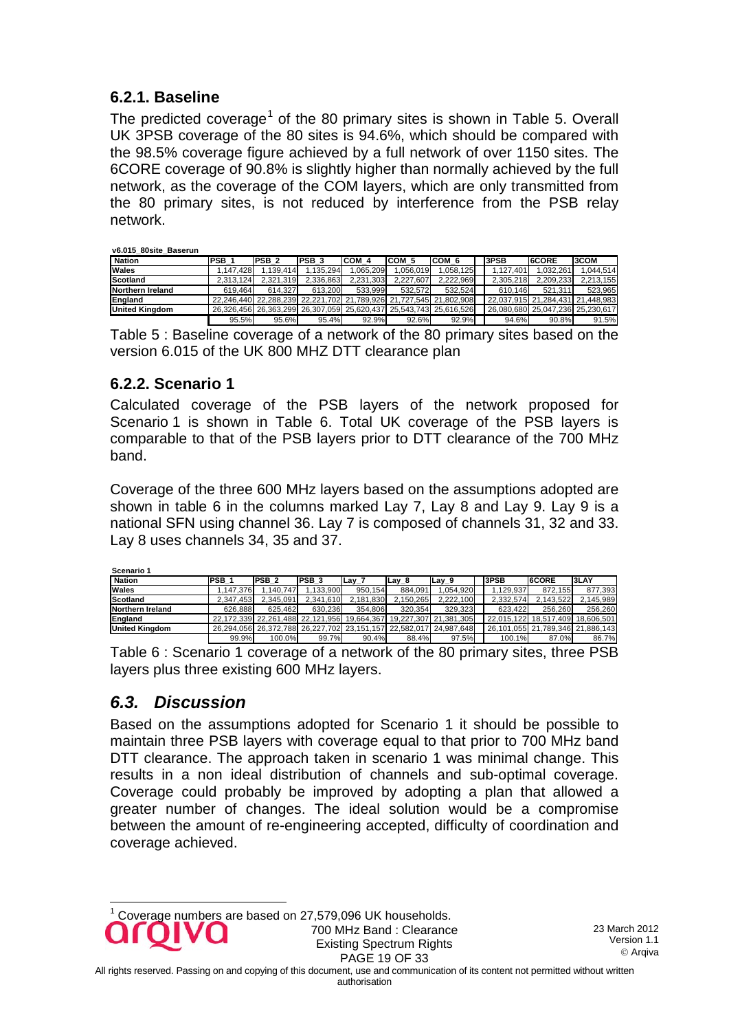### 6.2.1. Baseline

The predicted coverage[1] of the 80 primary sites is shown in Table 5. Overall UK 3PSB coverage of the 80 sites is 94.6%, which should be compared with the 98.5% coverage figure achieved by a full network of over 1150 sites. The 6CORE coverage of 90.8% is slightly higher than normally achieved by the full network, as the coverage of the COM layers, which are only transmitted from the 80 primary sites, is not reduced by interference from the PSB relay network.

**v6.015_80site_Baserun**

| Nation | PSB_1 | PSB_2 | PSB_3 | COM_4 | COM_5 | COM_6 | 3PSB | 6CORE | 3COM |
|---|---|---|---|---|---|---|---|---|---|
| Wales | 1,147,428 | 1,139,414 | 1,135,294 | 1,065,209 | 1,056,019 | 1,058,125 | 1,127,401 | 1,032,261 | 1,044,514 |
| Scotland | 2,313,124 | 2,321,319 | 2,336,863 | 2,231,303 | 2,227,607 | 2,222,969 | 2,305,218 | 2,209,233 | 2,213,155 |
| Northern Ireland | 619,464 | 614,327 | 613,200 | 533,999 | 532,572 | 532,524 | 610,146 | 521,311 | 523,965 |
| England | 22,246,440 | 22,288,239 | 22,221,702 | 21,789,926 | 21,727,545 | 21,802,908 | 22,037,915 | 21,284,431 | 21,448,983 |
| United Kingdom | 26,326,440 | 26,363,299 | 26,307,059 | 25,620,437 | 25,543,743 | 25,616,526 | 26,080,680 | 25,047,236 | 25,230,617 |
| | 95.5% | 95.6% | 95.4% | 92.9% | 92.6% | 92.9% | 94.6% | 90.8% | 91.5% |

Table 5 : Baseline coverage of a network of the 80 primary sites based on the version 6.015 of the UK 800 MHZ DTT clearance plan

### 6.2.2. Scenario 1

Calculated coverage of the PSB layers of the network proposed for Scenario 1 is shown in Table 6. Total UK coverage of the PSB layers is comparable to that of the PSB layers prior to DTT clearance of the 700 MHz band.

Coverage of the three 600 MHz layers based on the assumptions adopted are shown in table 6 in the columns marked Lay 7, Lay 8 and Lay 9. Lay 9 is a national SFN using channel 36. Lay 7 is composed of channels 31, 32 and 33. Lay 8 uses channels 34, 35 and 37.

**Scenario 1**

| Nation | PSB_1 | PSB_2 | PSB_3 | Lay_7 | Lay_8 | Lay_9 | 3PSB | 6CORE | 3LAY |
|---|---|---|---|---|---|---|---|---|---|
| Wales | 1,147,376 | 1,140,747 | 1,133,900 | 950,154 | 884,091 | 1,054,920 | 1,129,937 | 872,155 | 877,393 |
| Scotland | 2,347,453 | 2,345,091 | 2,341,610 | 2,181,830 | 2,150,265 | 2,222,100 | 2,332,574 | 2,143,522 | 2,145,989 |
| Northern Ireland | 626,888 | 625,462 | 630,236 | 354,806 | 320,354 | 329,323 | 623,422 | 256,260 | 256,260 |
| England | 22,172,339 | 22,261,488 | 22,121,956 | 19,664,367 | 19,227,307 | 21,381,305 | 22,015,122 | 18,517,409 | 18,606,501 |
| United Kingdom | 26,294,056 | 26,372,788 | 26,227,702 | 23,151,157 | 22,582,017 | 24,987,648 | 26,101,055 | 21,789,346 | 21,886,143 |
| | 99.9% | 100.0% | 99.7% | 90.4% | 88.4% | 97.5% | 100.1% | 87.0% | 86.7% |

Table 6 : Scenario 1 coverage of a network of the 80 primary sites, three PSB layers plus three existing 600 MHz layers.

## *6.3. Discussion*

Based on the assumptions adopted for Scenario 1 it should be possible to maintain three PSB layers with coverage equal to that prior to 700 MHz band DTT clearance. The approach taken in scenario 1 was minimal change. This results in a non ideal distribution of channels and sub-optimal coverage. Coverage could probably be improved by adopting a plan that allowed a greater number of changes. The ideal solution would be a compromise between the amount of re-engineering accepted, difficulty of coordination and coverage achieved.

[1] Coverage numbers are based on 27,579,096 UK households.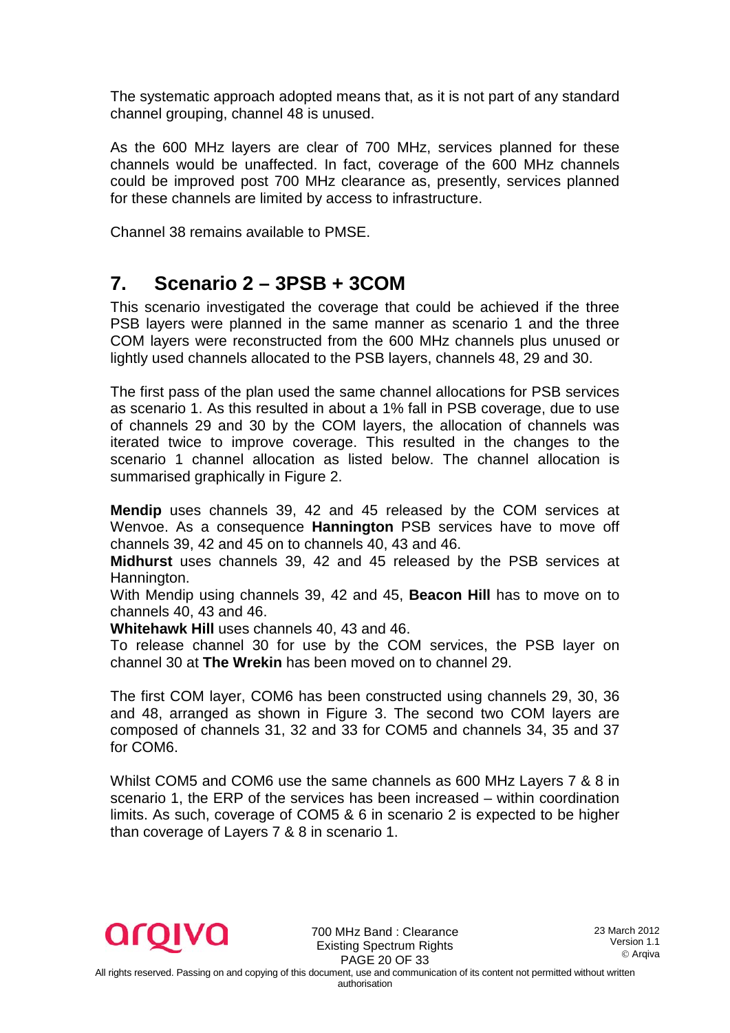The systematic approach adopted means that, as it is not part of any standard channel grouping, channel 48 is unused.

As the 600 MHz layers are clear of 700 MHz, services planned for these channels would be unaffected. In fact, coverage of the 600 MHz channels could be improved post 700 MHz clearance as, presently, services planned for these channels are limited by access to infrastructure.

Channel 38 remains available to PMSE.

## 7. Scenario 2 – 3PSB + 3COM

This scenario investigated the coverage that could be achieved if the three PSB layers were planned in the same manner as scenario 1 and the three COM layers were reconstructed from the 600 MHz channels plus unused or lightly used channels allocated to the PSB layers, channels 48, 29 and 30.

The first pass of the plan used the same channel allocations for PSB services as scenario 1. As this resulted in about a 1% fall in PSB coverage, due to use of channels 29 and 30 by the COM layers, the allocation of channels was iterated twice to improve coverage. This resulted in the changes to the scenario 1 channel allocation as listed below. The channel allocation is summarised graphically in Figure 2.

**Mendip** uses channels 39, 42 and 45 released by the COM services at Wenvoe. As a consequence **Hannington** PSB services have to move off channels 39, 42 and 45 on to channels 40, 43 and 46.
**Midhurst** uses channels 39, 42 and 45 released by the PSB services at Hannington.
With Mendip using channels 39, 42 and 45, **Beacon Hill** has to move on to channels 40, 43 and 46.
**Whitehawk Hill** uses channels 40, 43 and 46.
To release channel 30 for use by the COM services, the PSB layer on channel 30 at **The Wrekin** has been moved on to channel 29.

The first COM layer, COM6 has been constructed using channels 29, 30, 36 and 48, arranged as shown in Figure 3. The second two COM layers are composed of channels 31, 32 and 33 for COM5 and channels 34, 35 and 37 for COM6.

Whilst COM5 and COM6 use the same channels as 600 MHz Layers 7 & 8 in scenario 1, the ERP of the services has been increased – within coordination limits. As such, coverage of COM5 & 6 in scenario 2 is expected to be higher than coverage of Layers 7 & 8 in scenario 1.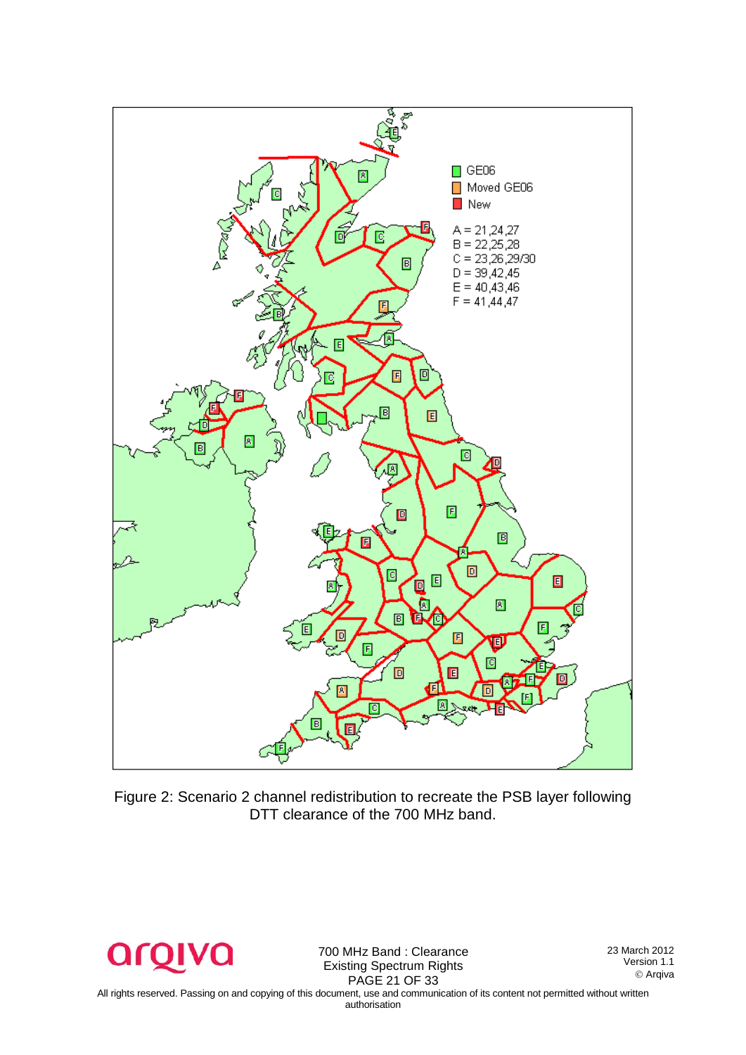Figure 2: Scenario 2 channel redistribution to recreate the PSB layer following DTT clearance of the 700 MHz band.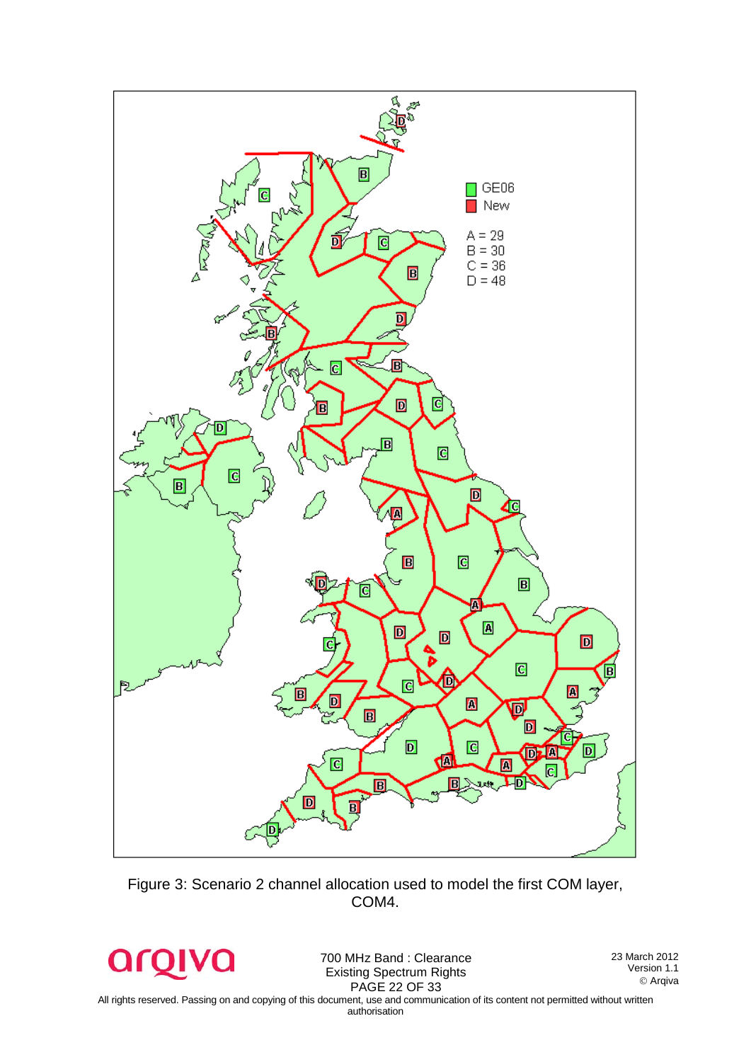Figure 3: Scenario 2 channel allocation used to model the first COM layer, COM4.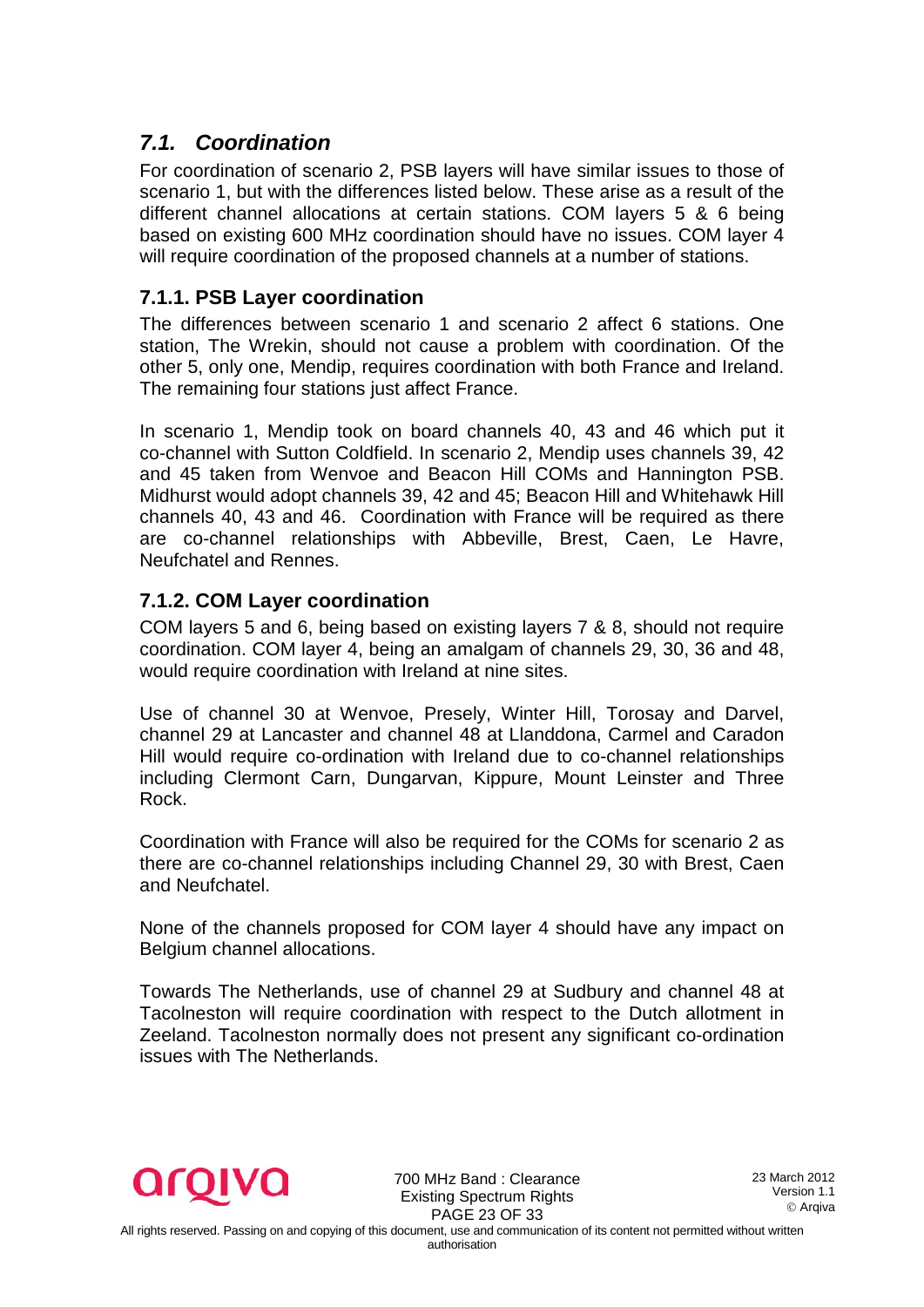## *7.1. Coordination*

For coordination of scenario 2, PSB layers will have similar issues to those of scenario 1, but with the differences listed below. These arise as a result of the different channel allocations at certain stations. COM layers 5 & 6 being based on existing 600 MHz coordination should have no issues. COM layer 4 will require coordination of the proposed channels at a number of stations.

### 7.1.1. PSB Layer coordination

The differences between scenario 1 and scenario 2 affect 6 stations. One station, The Wrekin, should not cause a problem with coordination. Of the other 5, only one, Mendip, requires coordination with both France and Ireland. The remaining four stations just affect France.

In scenario 1, Mendip took on board channels 40, 43 and 46 which put it co-channel with Sutton Coldfield. In scenario 2, Mendip uses channels 39, 42 and 45 taken from Wenvoe and Beacon Hill COMs and Hannington PSB. Midhurst would adopt channels 39, 42 and 45; Beacon Hill and Whitehawk Hill channels 40, 43 and 46. Coordination with France will be required as there are co-channel relationships with Abbeville, Brest, Caen, Le Havre, Neufchatel and Rennes.

### 7.1.2. COM Layer coordination

COM layers 5 and 6, being based on existing layers 7 & 8, should not require coordination. COM layer 4, being an amalgam of channels 29, 30, 36 and 48, would require coordination with Ireland at nine sites.

Use of channel 30 at Wenvoe, Presely, Winter Hill, Torosay and Darvel, channel 29 at Lancaster and channel 48 at Llanddona, Carmel and Caradon Hill would require co-ordination with Ireland due to co-channel relationships including Clermont Carn, Dungarvan, Kippure, Mount Leinster and Three Rock.

Coordination with France will also be required for the COMs for scenario 2 as there are co-channel relationships including Channel 29, 30 with Brest, Caen and Neufchatel.

None of the channels proposed for COM layer 4 should have any impact on Belgium channel allocations.

Towards The Netherlands, use of channel 29 at Sudbury and channel 48 at Tacolneston will require coordination with respect to the Dutch allotment in Zeeland. Tacolneston normally does not present any significant co-ordination issues with The Netherlands.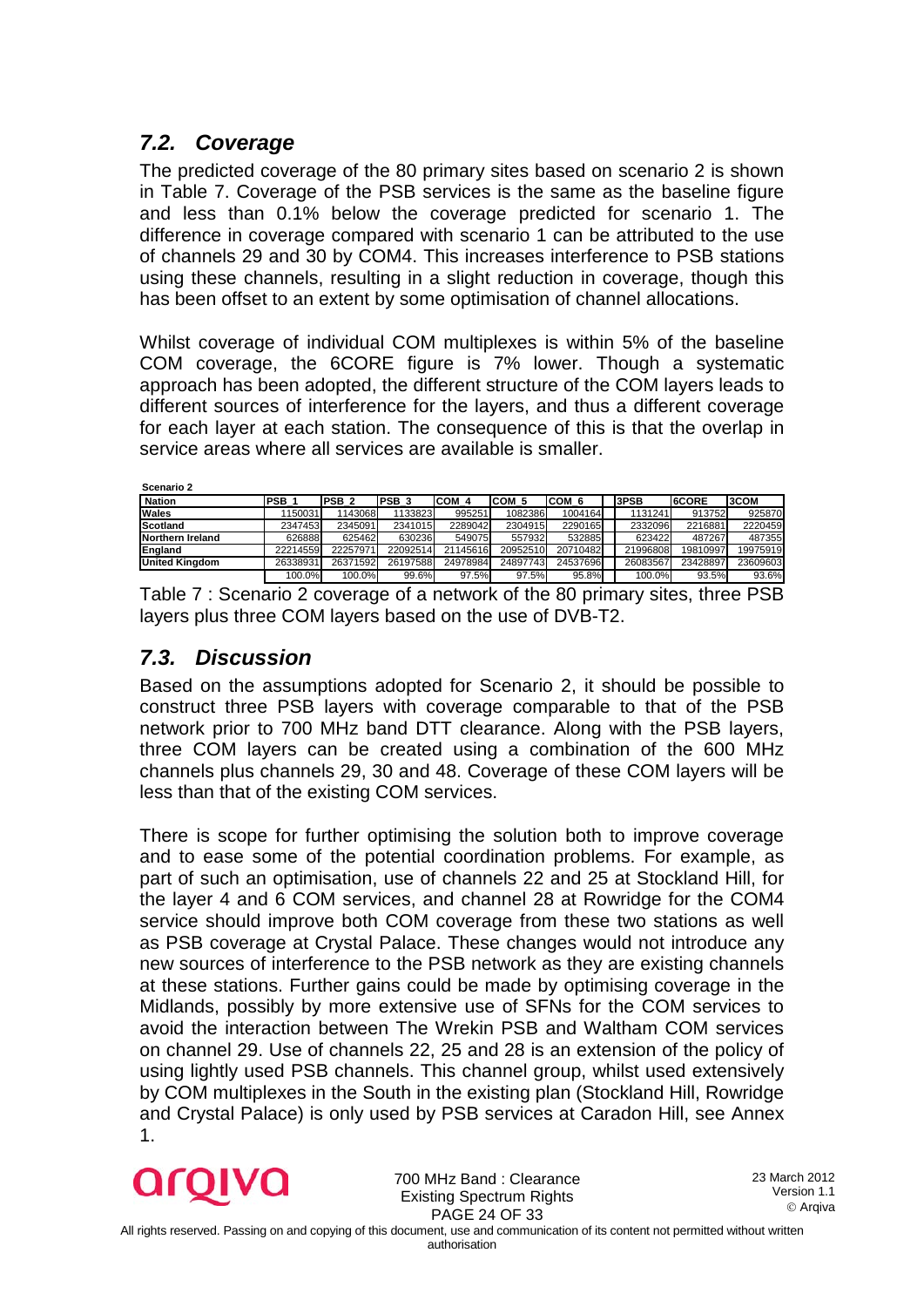## 7.2. Coverage

The predicted coverage of the 80 primary sites based on scenario 2 is shown in Table 7. Coverage of the PSB services is the same as the baseline figure and less than 0.1% below the coverage predicted for scenario 1. The difference in coverage compared with scenario 1 can be attributed to the use of channels 29 and 30 by COM4. This increases interference to PSB stations using these channels, resulting in a slight reduction in coverage, though this has been offset to an extent by some optimisation of channel allocations.

Whilst coverage of individual COM multiplexes is within 5% of the baseline COM coverage, the 6CORE figure is 7% lower. Though a systematic approach has been adopted, the different structure of the COM layers leads to different sources of interference for the layers, and thus a different coverage for each layer at each station. The consequence of this is that the overlap in service areas where all services are available is smaller.

**Scenario 2**

| Nation | PSB 1 | PSB 2 | PSB 3 | COM 4 | COM 5 | COM 6 | 3PSB | 6CORE | 3COM |
|---|---|---|---|---|---|---|---|---|---|
| Wales | 1150031 | 1143068 | 1133823 | 995251 | 1082386 | 1004164 | 1131241 | 913752 | 925870 |
| Scotland | 2347453 | 2345091 | 2341015 | 2289042 | 2304915 | 2290165 | 2332096 | 2216881 | 2220459 |
| Northern Ireland | 626888 | 625462 | 630236 | 549075 | 557932 | 532885 | 623422 | 487267 | 487355 |
| England | 22214559 | 22257971 | 22092514 | 21145616 | 20952510 | 20710482 | 21996808 | 19810997 | 19975919 |
| United Kingdom | 26338931 | 26371592 | 26197588 | 24978984 | 24897743 | 24537696 | 26083567 | 23428897 | 23609603 |
| | 100.0% | 100.0% | 99.6% | 97.5% | 97.5% | 95.8% | 100.0% | 93.5% | 93.6% |

Table 7 : Scenario 2 coverage of a network of the 80 primary sites, three PSB layers plus three COM layers based on the use of DVB-T2.

## 7.3. Discussion

Based on the assumptions adopted for Scenario 2, it should be possible to construct three PSB layers with coverage comparable to that of the PSB network prior to 700 MHz band DTT clearance. Along with the PSB layers, three COM layers can be created using a combination of the 600 MHz channels plus channels 29, 30 and 48. Coverage of these COM layers will be less than that of the existing COM services.

There is scope for further optimising the solution both to improve coverage and to ease some of the potential coordination problems. For example, as part of such an optimisation, use of channels 22 and 25 at Stockland Hill, for the layer 4 and 6 COM services, and channel 28 at Rowridge for the COM4 service should improve both COM coverage from these two stations as well as PSB coverage at Crystal Palace. These changes would not introduce any new sources of interference to the PSB network as they are existing channels at these stations. Further gains could be made by optimising coverage in the Midlands, possibly by more extensive use of SFNs for the COM services to avoid the interaction between The Wrekin PSB and Waltham COM services on channel 29. Use of channels 22, 25 and 28 is an extension of the policy of using lightly used PSB channels. This channel group, whilst used extensively by COM multiplexes in the South in the existing plan (Stockland Hill, Rowridge and Crystal Palace) is only used by PSB services at Caradon Hill, see Annex 1.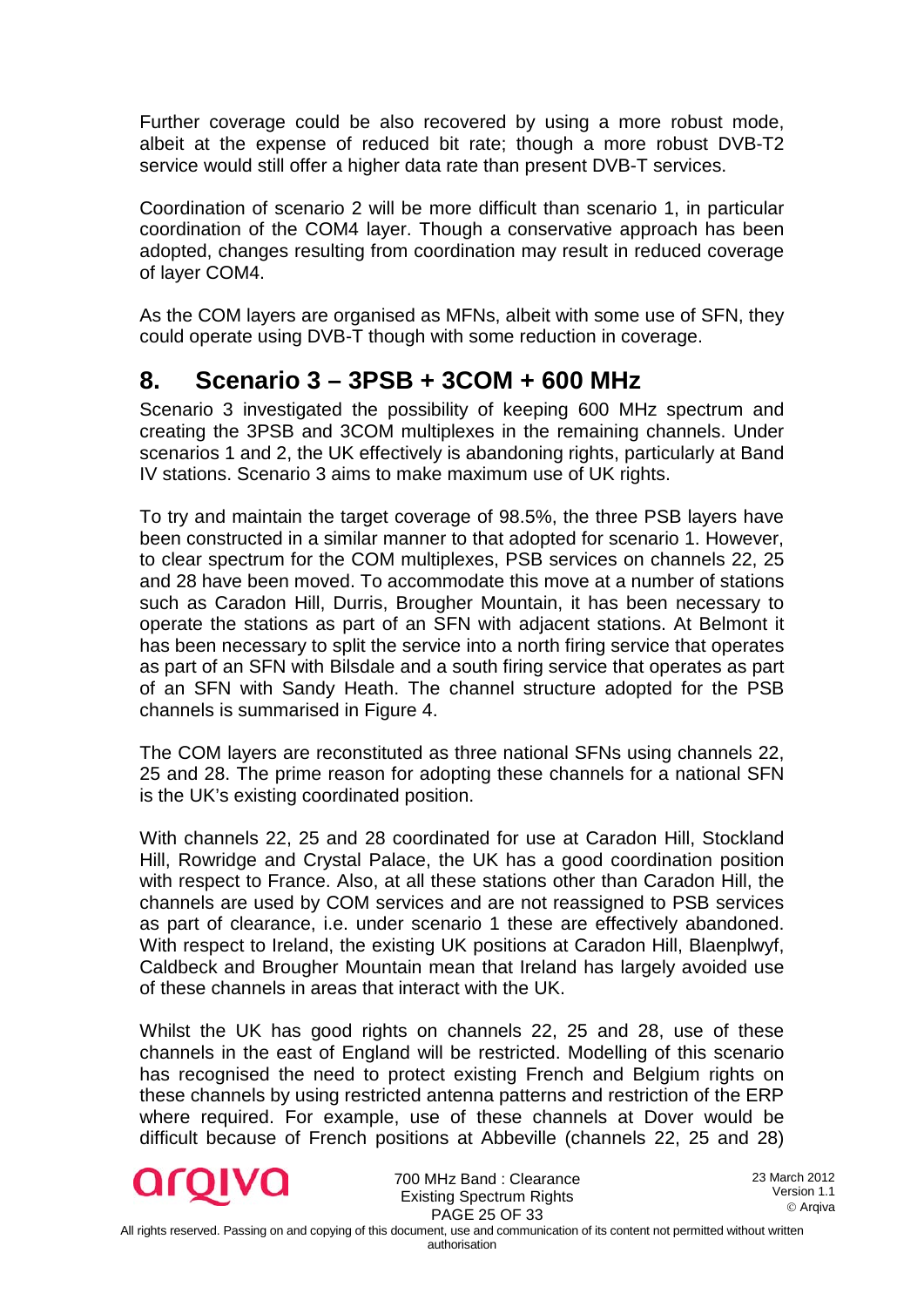Further coverage could be also recovered by using a more robust mode, albeit at the expense of reduced bit rate; though a more robust DVB-T2 service would still offer a higher data rate than present DVB-T services.

Coordination of scenario 2 will be more difficult than scenario 1, in particular coordination of the COM4 layer. Though a conservative approach has been adopted, changes resulting from coordination may result in reduced coverage of layer COM4.

As the COM layers are organised as MFNs, albeit with some use of SFN, they could operate using DVB-T though with some reduction in coverage.

## 8. Scenario 3 – 3PSB + 3COM + 600 MHz

Scenario 3 investigated the possibility of keeping 600 MHz spectrum and creating the 3PSB and 3COM multiplexes in the remaining channels. Under scenarios 1 and 2, the UK effectively is abandoning rights, particularly at Band IV stations. Scenario 3 aims to make maximum use of UK rights.

To try and maintain the target coverage of 98.5%, the three PSB layers have been constructed in a similar manner to that adopted for scenario 1. However, to clear spectrum for the COM multiplexes, PSB services on channels 22, 25 and 28 have been moved. To accommodate this move at a number of stations such as Caradon Hill, Durris, Brougher Mountain, it has been necessary to operate the stations as part of an SFN with adjacent stations. At Belmont it has been necessary to split the service into a north firing service that operates as part of an SFN with Bilsdale and a south firing service that operates as part of an SFN with Sandy Heath. The channel structure adopted for the PSB channels is summarised in Figure 4.

The COM layers are reconstituted as three national SFNs using channels 22, 25 and 28. The prime reason for adopting these channels for a national SFN is the UK's existing coordinated position.

With channels 22, 25 and 28 coordinated for use at Caradon Hill, Stockland Hill, Rowridge and Crystal Palace, the UK has a good coordination position with respect to France. Also, at all these stations other than Caradon Hill, the channels are used by COM services and are not reassigned to PSB services as part of clearance, i.e. under scenario 1 these are effectively abandoned. With respect to Ireland, the existing UK positions at Caradon Hill, Blaenplwyf, Caldbeck and Brougher Mountain mean that Ireland has largely avoided use of these channels in areas that interact with the UK.

Whilst the UK has good rights on channels 22, 25 and 28, use of these channels in the east of England will be restricted. Modelling of this scenario has recognised the need to protect existing French and Belgium rights on these channels by using restricted antenna patterns and restriction of the ERP where required. For example, use of these channels at Dover would be difficult because of French positions at Abbeville (channels 22, 25 and 28)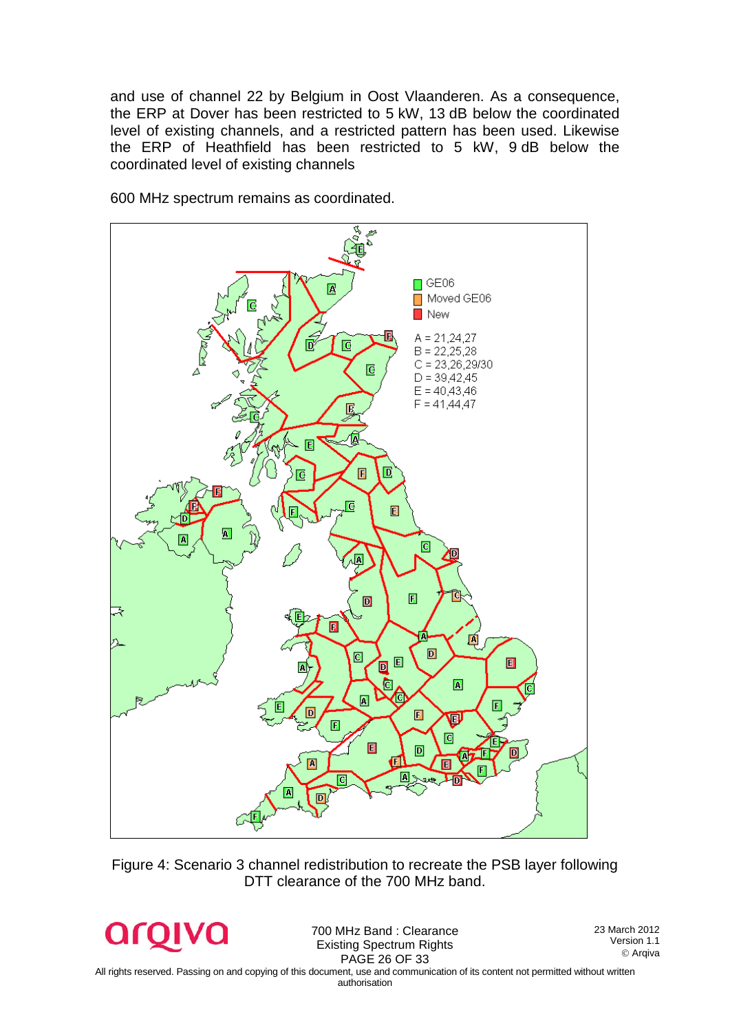and use of channel 22 by Belgium in Oost Vlaanderen. As a consequence, the ERP at Dover has been restricted to 5 kW, 13 dB below the coordinated level of existing channels, and a restricted pattern has been used. Likewise the ERP of Heathfield has been restricted to 5 kW, 9 dB below the coordinated level of existing channels

600 MHz spectrum remains as coordinated.

Figure 4: Scenario 3 channel redistribution to recreate the PSB layer following DTT clearance of the 700 MHz band.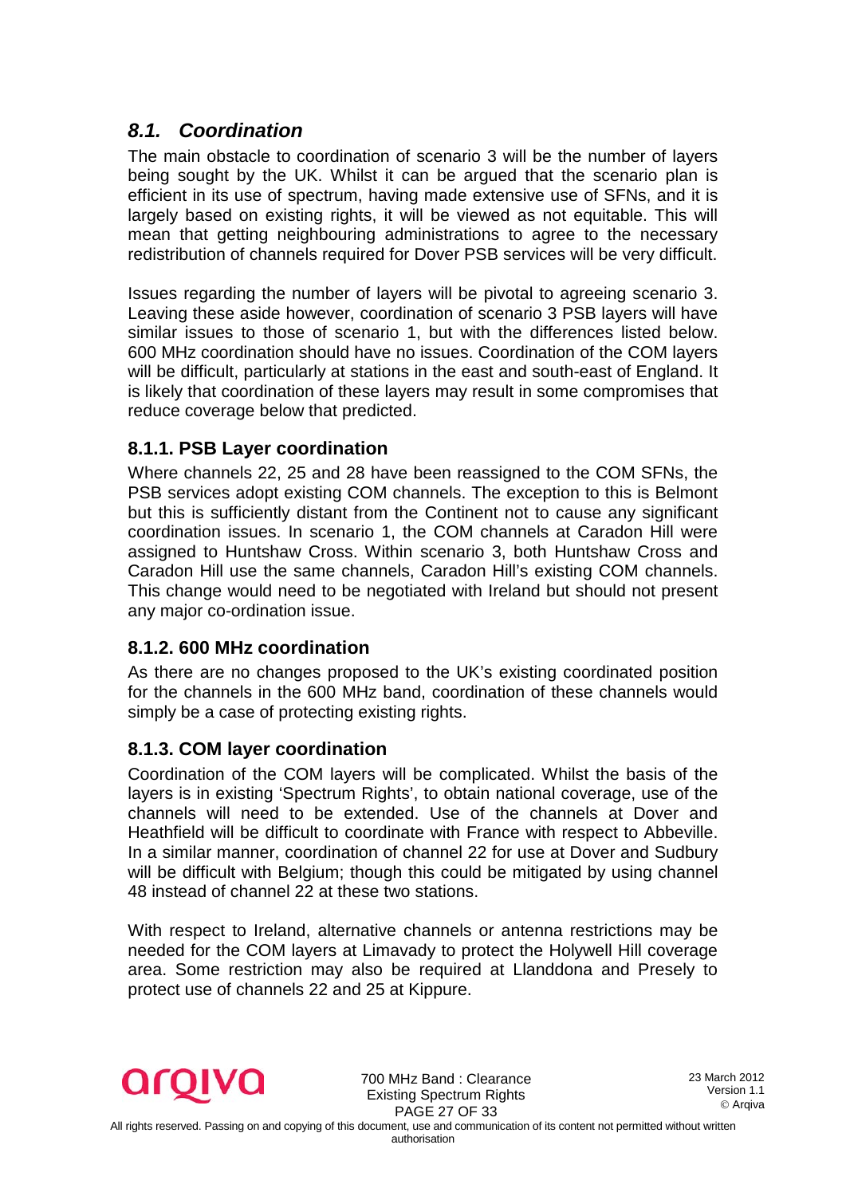## *8.1. Coordination*

The main obstacle to coordination of scenario 3 will be the number of layers being sought by the UK. Whilst it can be argued that the scenario plan is efficient in its use of spectrum, having made extensive use of SFNs, and it is largely based on existing rights, it will be viewed as not equitable. This will mean that getting neighbouring administrations to agree to the necessary redistribution of channels required for Dover PSB services will be very difficult.

Issues regarding the number of layers will be pivotal to agreeing scenario 3. Leaving these aside however, coordination of scenario 3 PSB layers will have similar issues to those of scenario 1, but with the differences listed below. 600 MHz coordination should have no issues. Coordination of the COM layers will be difficult, particularly at stations in the east and south-east of England. It is likely that coordination of these layers may result in some compromises that reduce coverage below that predicted.

### 8.1.1. PSB Layer coordination

Where channels 22, 25 and 28 have been reassigned to the COM SFNs, the PSB services adopt existing COM channels. The exception to this is Belmont but this is sufficiently distant from the Continent not to cause any significant coordination issues. In scenario 1, the COM channels at Caradon Hill were assigned to Huntshaw Cross. Within scenario 3, both Huntshaw Cross and Caradon Hill use the same channels, Caradon Hill's existing COM channels. This change would need to be negotiated with Ireland but should not present any major co-ordination issue.

### 8.1.2. 600 MHz coordination

As there are no changes proposed to the UK's existing coordinated position for the channels in the 600 MHz band, coordination of these channels would simply be a case of protecting existing rights.

### 8.1.3. COM layer coordination

Coordination of the COM layers will be complicated. Whilst the basis of the layers is in existing 'Spectrum Rights', to obtain national coverage, use of the channels will need to be extended. Use of the channels at Dover and Heathfield will be difficult to coordinate with France with respect to Abbeville. In a similar manner, coordination of channel 22 for use at Dover and Sudbury will be difficult with Belgium; though this could be mitigated by using channel 48 instead of channel 22 at these two stations.

With respect to Ireland, alternative channels or antenna restrictions may be needed for the COM layers at Limavady to protect the Holywell Hill coverage area. Some restriction may also be required at Llanddona and Presely to protect use of channels 22 and 25 at Kippure.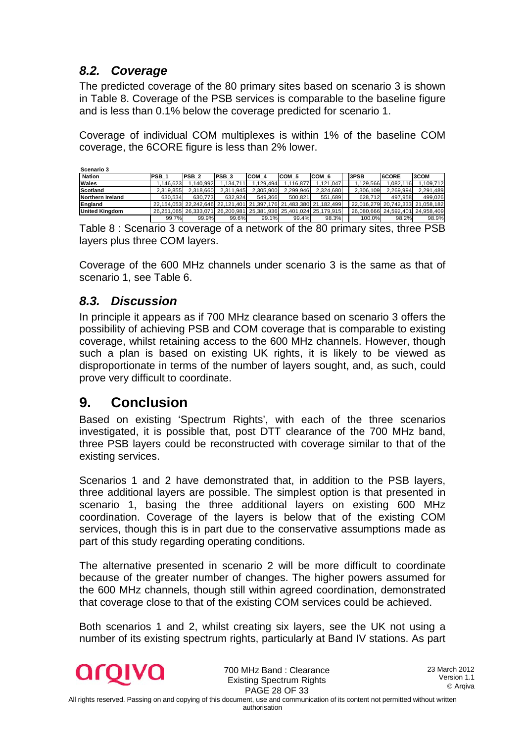### *8.2. Coverage*

The predicted coverage of the 80 primary sites based on scenario 3 is shown in Table 8. Coverage of the PSB services is comparable to the baseline figure and is less than 0.1% below the coverage predicted for scenario 1.

Coverage of individual COM multiplexes is within 1% of the baseline COM coverage, the 6CORE figure is less than 2% lower.

**Scenario 3**

| Nation | PSB 1 | PSB 2 | PSB 3 | COM 4 | COM 5 | COM 6 | 3PSB | 6CORE | 3COM |
|---|---|---|---|---|---|---|---|---|---|
| Wales | 1,146,623 | 1,140,992 | 1,134,711 | 1,129,494 | 1,116,877 | 1,121,047 | 1,129,566 | 1,082,116 | 1,109,712 |
| Scotland | 2,319,855 | 2,318,660 | 2,311,945 | 2,305,900 | 2,299,946 | 2,324,680 | 2,306,109 | 2,269,994 | 2,291,489 |
| Northern Ireland | 630,534 | 630,773 | 632,924 | 549,366 | 500,821 | 551,689 | 628,712 | 497,958 | 499,026 |
| England | 22,154,053 | 22,242,646 | 22,121,401 | 21,397,176 | 21,483,380 | 21,182,499 | 22,016,279 | 20,742,333 | 21,058,182 |
| United Kingdom | 26,251,065 | 26,333,071 | 26,200,981 | 25,381,936 | 25,401,024 | 25,179,915 | 26,080,666 | 24,592,401 | 24,958,409 |
| | 99.7% | 99.9% | 99.6% | 99.1% | 99.4% | 98.3% | 100.0% | 98.2% | 98.9% |

Table 8 : Scenario 3 coverage of a network of the 80 primary sites, three PSB layers plus three COM layers.

Coverage of the 600 MHz channels under scenario 3 is the same as that of scenario 1, see Table 6.

### *8.3. Discussion*

In principle it appears as if 700 MHz clearance based on scenario 3 offers the possibility of achieving PSB and COM coverage that is comparable to existing coverage, whilst retaining access to the 600 MHz channels. However, though such a plan is based on existing UK rights, it is likely to be viewed as disproportionate in terms of the number of layers sought, and, as such, could prove very difficult to coordinate.

## 9. Conclusion

Based on existing 'Spectrum Rights', with each of the three scenarios investigated, it is possible that, post DTT clearance of the 700 MHz band, three PSB layers could be reconstructed with coverage similar to that of the existing services.

Scenarios 1 and 2 have demonstrated that, in addition to the PSB layers, three additional layers are possible. The simplest option is that presented in scenario 1, basing the three additional layers on existing 600 MHz coordination. Coverage of the layers is below that of the existing COM services, though this is in part due to the conservative assumptions made as part of this study regarding operating conditions.

The alternative presented in scenario 2 will be more difficult to coordinate because of the greater number of changes. The higher powers assumed for the 600 MHz channels, though still within agreed coordination, demonstrated that coverage close to that of the existing COM services could be achieved.

Both scenarios 1 and 2, whilst creating six layers, see the UK not using a number of its existing spectrum rights, particularly at Band IV stations. As part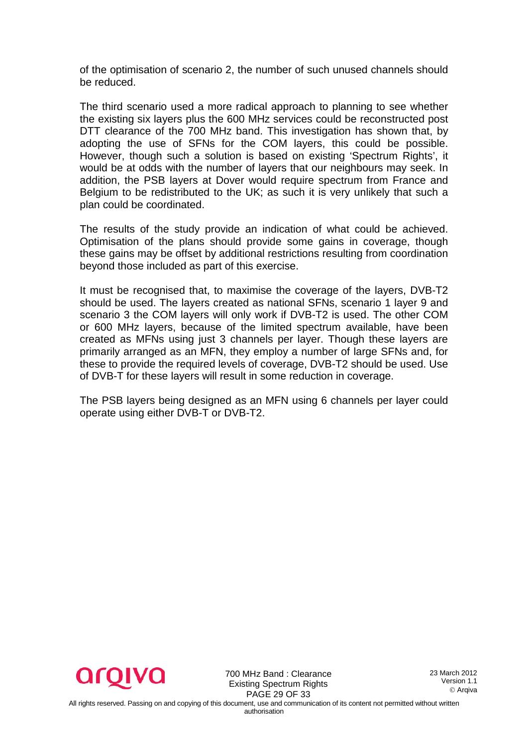of the optimisation of scenario 2, the number of such unused channels should be reduced.

The third scenario used a more radical approach to planning to see whether the existing six layers plus the 600 MHz services could be reconstructed post DTT clearance of the 700 MHz band. This investigation has shown that, by adopting the use of SFNs for the COM layers, this could be possible. However, though such a solution is based on existing 'Spectrum Rights', it would be at odds with the number of layers that our neighbours may seek. In addition, the PSB layers at Dover would require spectrum from France and Belgium to be redistributed to the UK; as such it is very unlikely that such a plan could be coordinated.

The results of the study provide an indication of what could be achieved. Optimisation of the plans should provide some gains in coverage, though these gains may be offset by additional restrictions resulting from coordination beyond those included as part of this exercise.

It must be recognised that, to maximise the coverage of the layers, DVB-T2 should be used. The layers created as national SFNs, scenario 1 layer 9 and scenario 3 the COM layers will only work if DVB-T2 is used. The other COM or 600 MHz layers, because of the limited spectrum available, have been created as MFNs using just 3 channels per layer. Though these layers are primarily arranged as an MFN, they employ a number of large SFNs and, for these to provide the required levels of coverage, DVB-T2 should be used. Use of DVB-T for these layers will result in some reduction in coverage.

The PSB layers being designed as an MFN using 6 channels per layer could operate using either DVB-T or DVB-T2.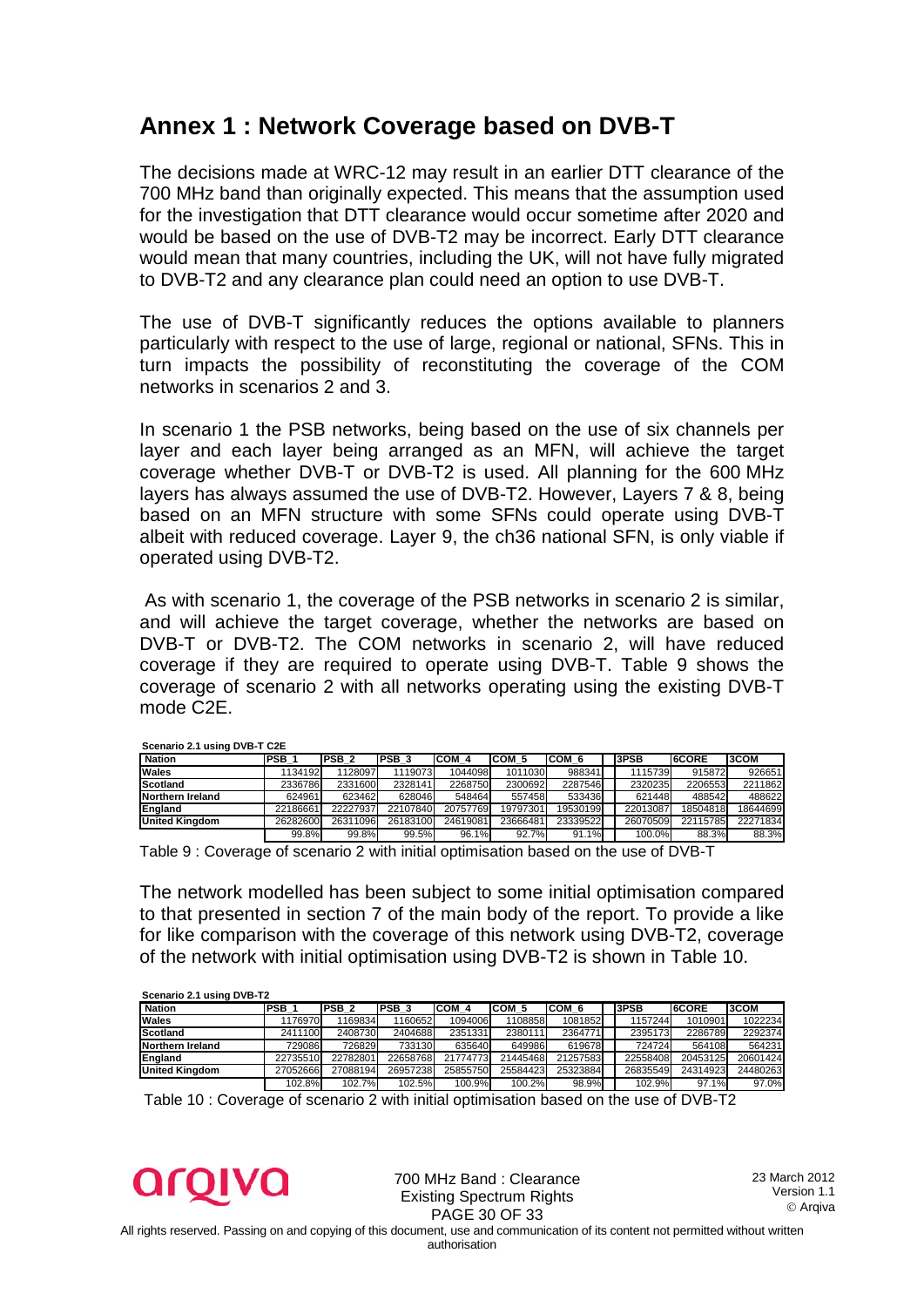## Annex 1 : Network Coverage based on DVB-T

The decisions made at WRC-12 may result in an earlier DTT clearance of the 700 MHz band than originally expected. This means that the assumption used for the investigation that DTT clearance would occur sometime after 2020 and would be based on the use of DVB-T2 may be incorrect. Early DTT clearance would mean that many countries, including the UK, will not have fully migrated to DVB-T2 and any clearance plan could need an option to use DVB-T.

The use of DVB-T significantly reduces the options available to planners particularly with respect to the use of large, regional or national, SFNs. This in turn impacts the possibility of reconstituting the coverage of the COM networks in scenarios 2 and 3.

In scenario 1 the PSB networks, being based on the use of six channels per layer and each layer being arranged as an MFN, will achieve the target coverage whether DVB-T or DVB-T2 is used. All planning for the 600 MHz layers has always assumed the use of DVB-T2. However, Layers 7 & 8, being based on an MFN structure with some SFNs could operate using DVB-T albeit with reduced coverage. Layer 9, the ch36 national SFN, is only viable if operated using DVB-T2.

As with scenario 1, the coverage of the PSB networks in scenario 2 is similar, and will achieve the target coverage, whether the networks are based on DVB-T or DVB-T2. The COM networks in scenario 2, will have reduced coverage if they are required to operate using DVB-T. Table 9 shows the coverage of scenario 2 with all networks operating using the existing DVB-T mode C2E.

**Scenario 2.1 using DVB-T C2E**

| Nation | PSB_1 | PSB_2 | PSB_3 | COM_4 | COM_5 | COM_6 | 3PSB | 6CORE | 3COM |
|---|---|---|---|---|---|---|---|---|---|
| Wales | 1134192 | 1128097 | 1119073 | 1044098 | 1011030 | 988341 | 1115739 | 915872 | 926651 |
| Scotland | 2336786 | 2331600 | 2328141 | 2268750 | 2300692 | 2287546 | 2320235 | 2206553 | 2211862 |
| Northern Ireland | 624961 | 623462 | 628046 | 548464 | 557458 | 533436 | 621448 | 488542 | 488622 |
| England | 22186661 | 22227937 | 22107840 | 20757769 | 19797301 | 19530199 | 22013087 | 18504818 | 18644699 |
| United Kingdom | 26282600 | 26311096 | 26183100 | 24619081 | 23666481 | 23339522 | 26070509 | 22115785 | 22271834 |
| | 99.8% | 99.8% | 99.5% | 96.1% | 92.7% | 91.1% | 100.0% | 88.3% | 88.3% |

Table 9 : Coverage of scenario 2 with initial optimisation based on the use of DVB-T

The network modelled has been subject to some initial optimisation compared to that presented in section 7 of the main body of the report. To provide a like for like comparison with the coverage of this network using DVB-T2, coverage of the network with initial optimisation using DVB-T2 is shown in Table 10.

**Scenario 2.1 using DVB-T2**

| Nation | PSB_1 | PSB_2 | PSB_3 | COM_4 | COM_5 | COM_6 | 3PSB | 6CORE | 3COM |
|---|---|---|---|---|---|---|---|---|---|
| Wales | 1176970 | 1169834 | 1160652 | 1094006 | 1108858 | 1081852 | 1157244 | 1010901 | 1022234 |
| Scotland | 2411100 | 2408730 | 2404688 | 2351331 | 2380111 | 2364771 | 2395173 | 2286789 | 2292374 |
| Northern Ireland | 729086 | 726829 | 733130 | 635640 | 649986 | 619678 | 724724 | 564108 | 564231 |
| England | 22735510 | 22782801 | 22658768 | 21774773 | 21445468 | 21257583 | 22558408 | 20453125 | 20601424 |
| United Kingdom | 27052666 | 27088194 | 26957238 | 25855750 | 25584423 | 25323884 | 26835549 | 24314923 | 24480263 |
| | 102.8% | 102.7% | 102.5% | 100.9% | 100.2% | 98.9% | 102.9% | 97.1% | 97.0% |

Table 10 : Coverage of scenario 2 with initial optimisation based on the use of DVB-T2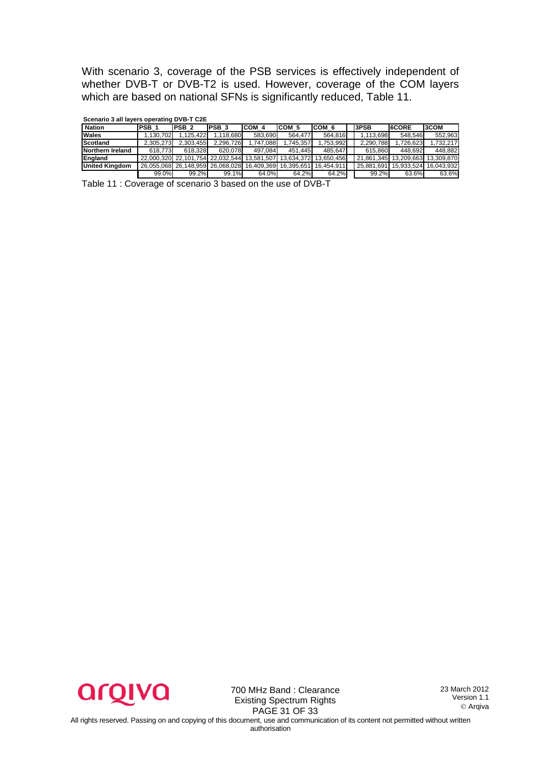With scenario 3, coverage of the PSB services is effectively independent of whether DVB-T or DVB-T2 is used. However, coverage of the COM layers which are based on national SFNs is significantly reduced, Table 11.

**Scenario 3 all layers operating DVB-T C2E**

| Nation | PSB 1 | PSB 2 | PSB 3 | COM 4 | COM 5 | COM 6 | 3PSB | 6CORE | 3COM |
|---|---|---|---|---|---|---|---|---|---|
| Wales | 1,130,702 | 1,125,422 | 1,118,680 | 583,690 | 564,477 | 564,816 | 1,113,698 | 548,546 | 552,963 |
| Scotland | 2,305,273 | 2,303,455 | 2,296,726 | 1,747,088 | 1,745,357 | 1,753,992 | 2,290,788 | 1,726,623 | 1,732,217 |
| Northern Ireland | 618,773 | 618,328 | 620,078 | 497,084 | 451,445 | 485,647 | 615,860 | 448,692 | 448,882 |
| England | 22,000,320 | 22,101,754 | 22,032,544 | 13,581,507 | 13,634,372 | 13,650,456 | 21,861,345 | 13,209,663 | 13,309,870 |
| United Kingdom | 26,055,068 | 26,148,959 | 26,068,028 | 16,409,369 | 16,395,651 | 16,454,911 | 25,881,691 | 15,933,524 | 16,043,932 |
| | 99.0% | 99.2% | 99.1% | 64.0% | 64.2% | 64.2% | 99.2% | 63.6% | 63.6% |

Table 11 : Coverage of scenario 3 based on the use of DVB-T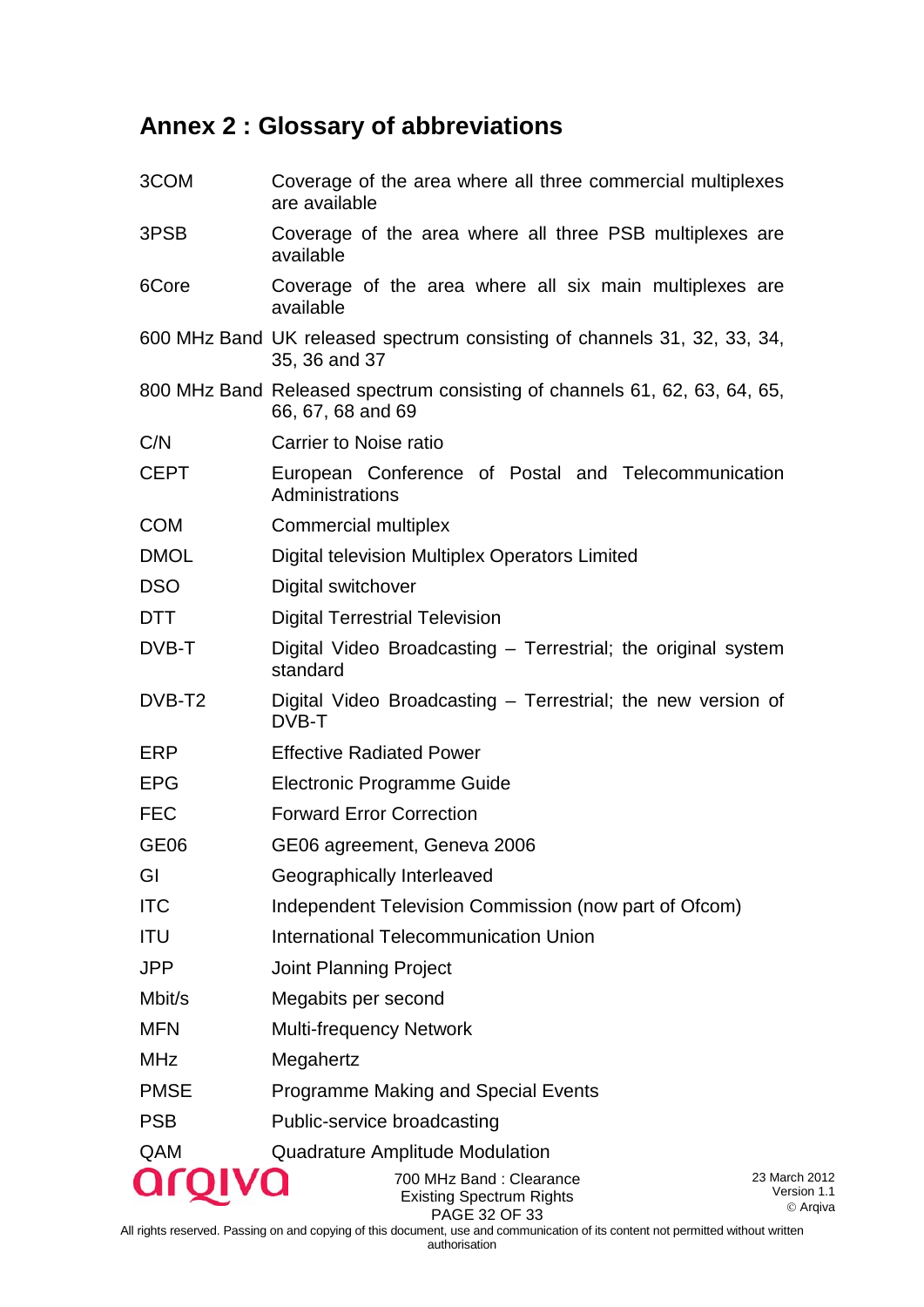## Annex 2 : Glossary of abbreviations

| | |
|---|---|
| 3COM | Coverage of the area where all three commercial multiplexes are available |
| 3PSB | Coverage of the area where all three PSB multiplexes are available |
| 6Core | Coverage of the area where all six main multiplexes are available |
| 600 MHz Band | UK released spectrum consisting of channels 31, 32, 33, 34, 35, 36 and 37 |
| 800 MHz Band | Released spectrum consisting of channels 61, 62, 63, 64, 65, 66, 67, 68 and 69 |
| C/N | Carrier to Noise ratio |
| CEPT | European Conference of Postal and Telecommunication Administrations |
| COM | Commercial multiplex |
| DMOL | Digital television Multiplex Operators Limited |
| DSO | Digital switchover |
| DTT | Digital Terrestrial Television |
| DVB-T | Digital Video Broadcasting – Terrestrial; the original system standard |
| DVB-T2 | Digital Video Broadcasting – Terrestrial; the new version of DVB-T |
| ERP | Effective Radiated Power |
| EPG | Electronic Programme Guide |
| FEC | Forward Error Correction |
| GE06 | GE06 agreement, Geneva 2006 |
| GI | Geographically Interleaved |
| ITC | Independent Television Commission (now part of Ofcom) |
| ITU | International Telecommunication Union |
| JPP | Joint Planning Project |
| Mbit/s | Megabits per second |
| MFN | Multi-frequency Network |
| MHz | Megahertz |
| PMSE | Programme Making and Special Events |
| PSB | Public-service broadcasting |
| QAM | Quadrature Amplitude Modulation |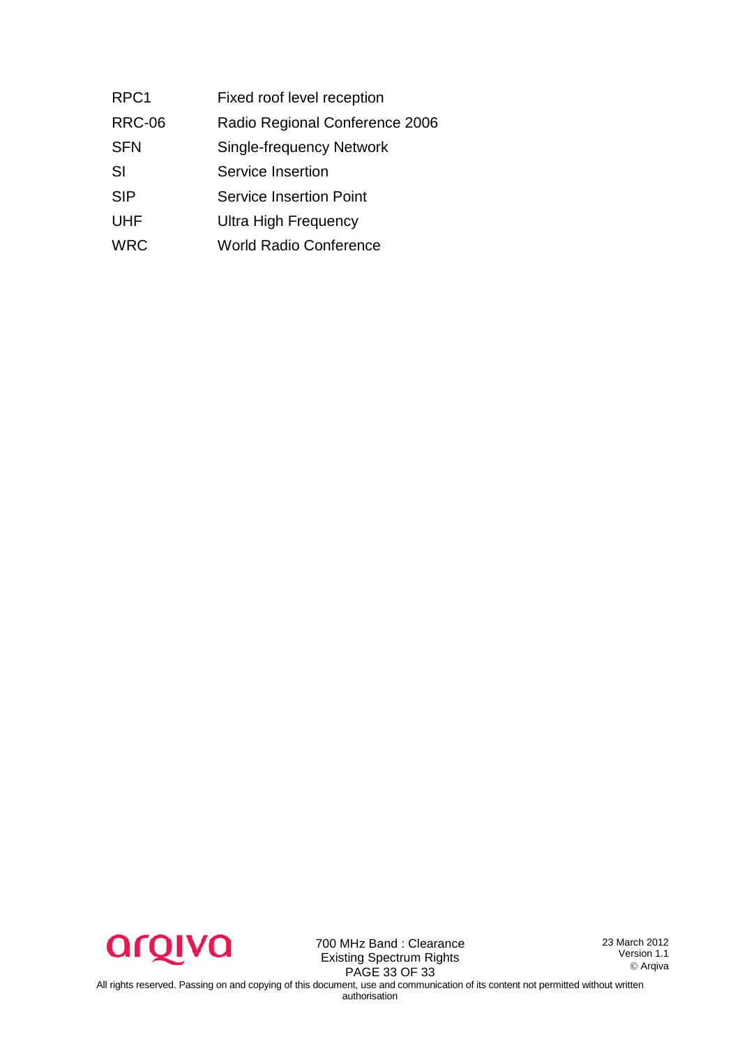| | |
|---|---|
| RPC1 | Fixed roof level reception |
| RRC-06 | Radio Regional Conference 2006 |
| SFN | Single-frequency Network |
| SI | Service Insertion |
| SIP | Service Insertion Point |
| UHF | Ultra High Frequency |
| WRC | World Radio Conference |